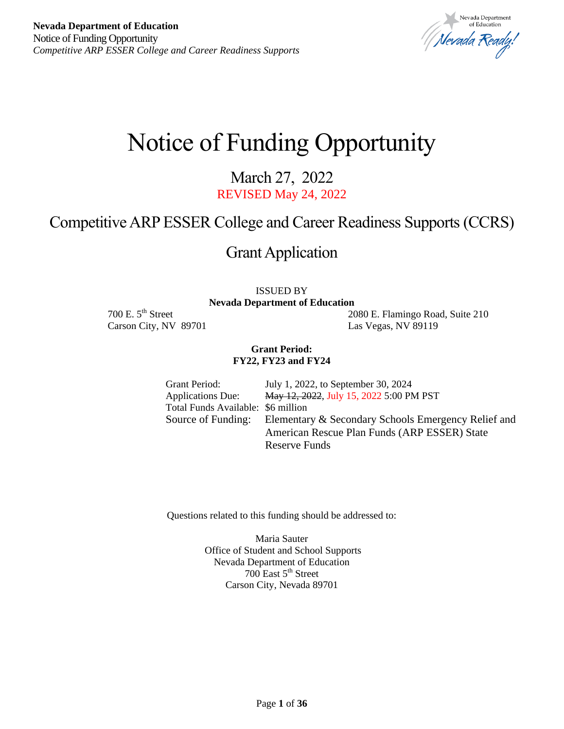# Notice of Funding Opportunity

## March 27, 2022

REVISED May 24, 2022

## Competitive ARP ESSER College and Career Readiness Supports (CCRS)

## Grant Application

ISSUED BY
**Nevada Department of Education**

700 E. 5th Street
Carson City, NV 89701

2080 E. Flamingo Road, Suite 210
Las Vegas, NV 89119

**Grant Period:**
**FY22, FY23 and FY24**

| | |
|---|---|
| Grant Period: | July 1, 2022, to September 30, 2024 |
| Applications Due: | ~~May 12, 2022~~, July 15, 2022 5:00 PM PST |
| Total Funds Available: | $6 million |
| Source of Funding: | Elementary & Secondary Schools Emergency Relief and American Rescue Plan Funds (ARP ESSER) State Reserve Funds |

Questions related to this funding should be addressed to:

Maria Sauter
Office of Student and School Supports
Nevada Department of Education
700 East 5th Street
Carson City, Nevada 89701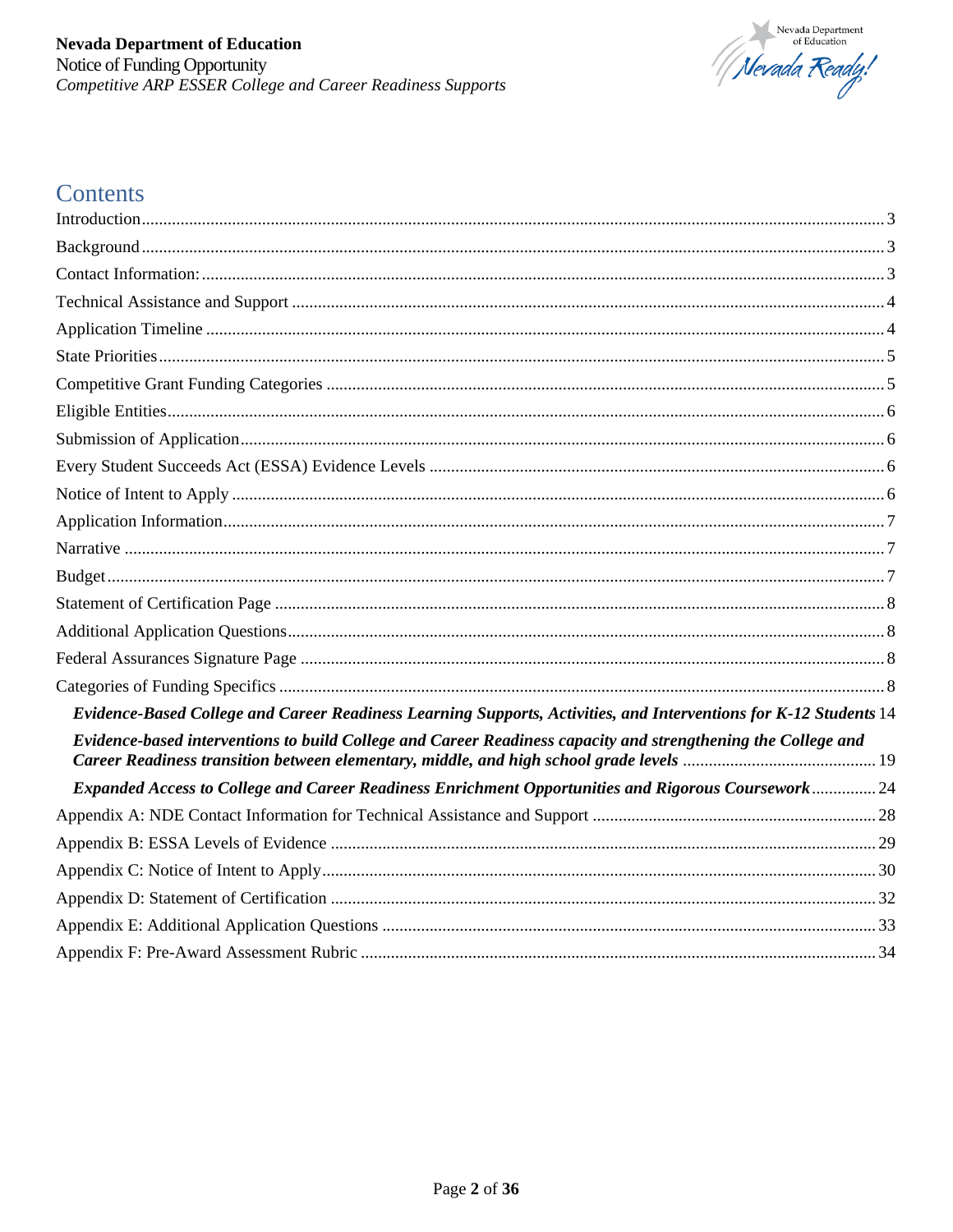# Contents

Introduction ........................................................................................................ 3
Background ........................................................................................................ 3
Contact Information: ........................................................................................ 3
Technical Assistance and Support ..................................................................... 4
Application Timeline .......................................................................................... 4
State Priorities .................................................................................................... 5
Competitive Grant Funding Categories ............................................................. 5
Eligible Entities ................................................................................................... 6
Submission of Application ................................................................................. 6
Every Student Succeeds Act (ESSA) Evidence Levels ........................................ 6
Notice of Intent to Apply .................................................................................... 6
Application Information ..................................................................................... 7
Narrative ............................................................................................................. 7
Budget ................................................................................................................. 7
Statement of Certification Page ......................................................................... 8
Additional Application Questions ...................................................................... 8
Federal Assurances Signature Page ................................................................... 8
Categories of Funding Specifics ......................................................................... 8

- ***Evidence-Based College and Career Readiness Learning Supports, Activities, and Interventions for K-12 Students*** 14
- ***Evidence-based interventions to build College and Career Readiness capacity and strengthening the College and Career Readiness transition between elementary, middle, and high school grade levels*** ........ 19
- ***Expanded Access to College and Career Readiness Enrichment Opportunities and Rigorous Coursework*** ........ 24

Appendix A: NDE Contact Information for Technical Assistance and Support ........ 28
Appendix B: ESSA Levels of Evidence ................................................................ 29
Appendix C: Notice of Intent to Apply ................................................................ 30
Appendix D: Statement of Certification .............................................................. 32
Appendix E: Additional Application Questions .................................................. 33
Appendix F: Pre-Award Assessment Rubric ........................................................ 34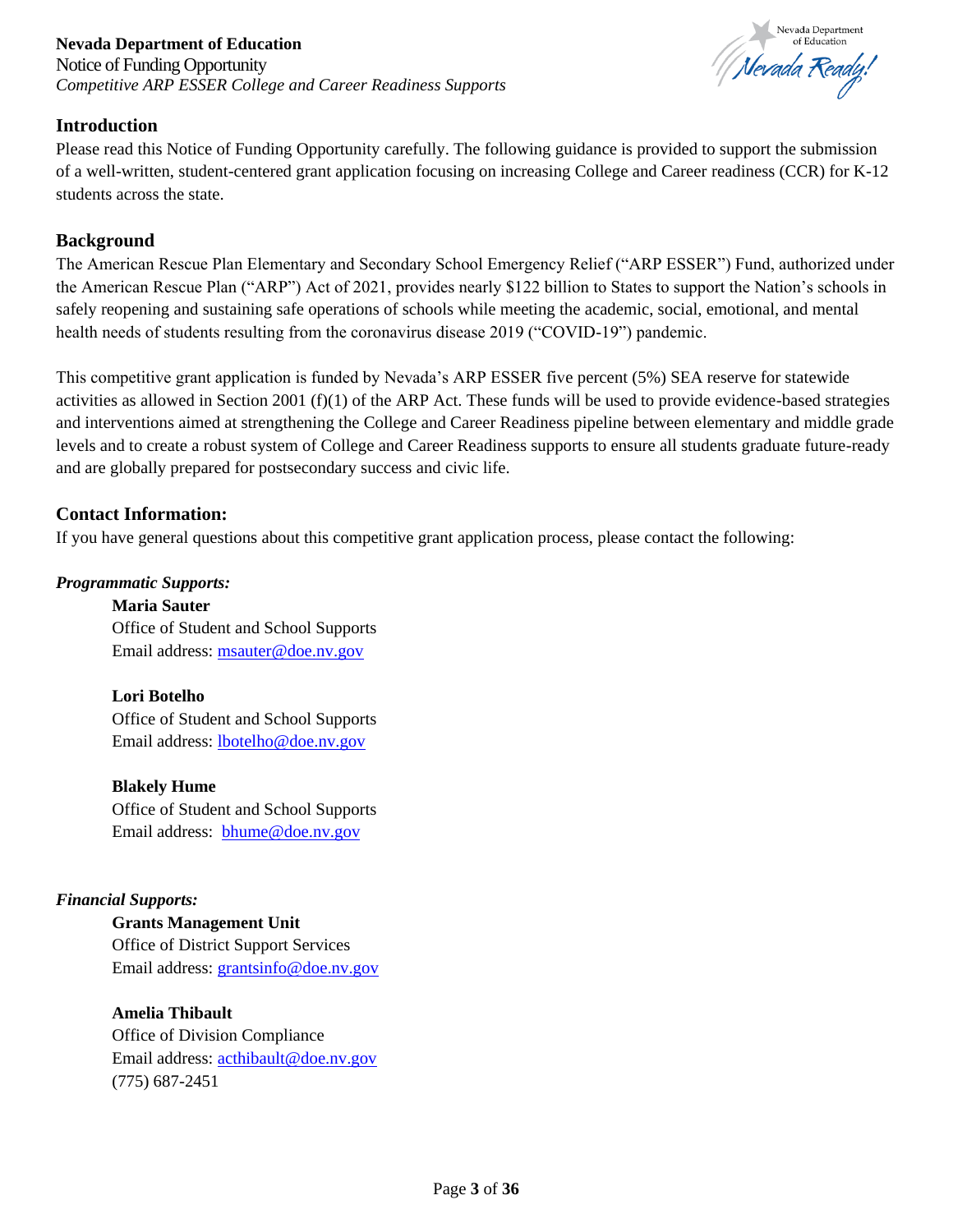## Introduction

Please read this Notice of Funding Opportunity carefully. The following guidance is provided to support the submission of a well-written, student-centered grant application focusing on increasing College and Career readiness (CCR) for K-12 students across the state.

## Background

The American Rescue Plan Elementary and Secondary School Emergency Relief ("ARP ESSER") Fund, authorized under the American Rescue Plan ("ARP") Act of 2021, provides nearly $122 billion to States to support the Nation's schools in safely reopening and sustaining safe operations of schools while meeting the academic, social, emotional, and mental health needs of students resulting from the coronavirus disease 2019 ("COVID-19") pandemic.

This competitive grant application is funded by Nevada's ARP ESSER five percent (5%) SEA reserve for statewide activities as allowed in Section 2001 (f)(1) of the ARP Act. These funds will be used to provide evidence-based strategies and interventions aimed at strengthening the College and Career Readiness pipeline between elementary and middle grade levels and to create a robust system of College and Career Readiness supports to ensure all students graduate future-ready and are globally prepared for postsecondary success and civic life.

## Contact Information:

If you have general questions about this competitive grant application process, please contact the following:

***Programmatic Supports:***

**Maria Sauter**
Office of Student and School Supports
Email address: msauter@doe.nv.gov

**Lori Botelho**
Office of Student and School Supports
Email address: lbotelho@doe.nv.gov

**Blakely Hume**
Office of Student and School Supports
Email address: bhume@doe.nv.gov

***Financial Supports:***

**Grants Management Unit**
Office of District Support Services
Email address: grantsinfo@doe.nv.gov

**Amelia Thibault**
Office of Division Compliance
Email address: acthibault@doe.nv.gov
(775) 687-2451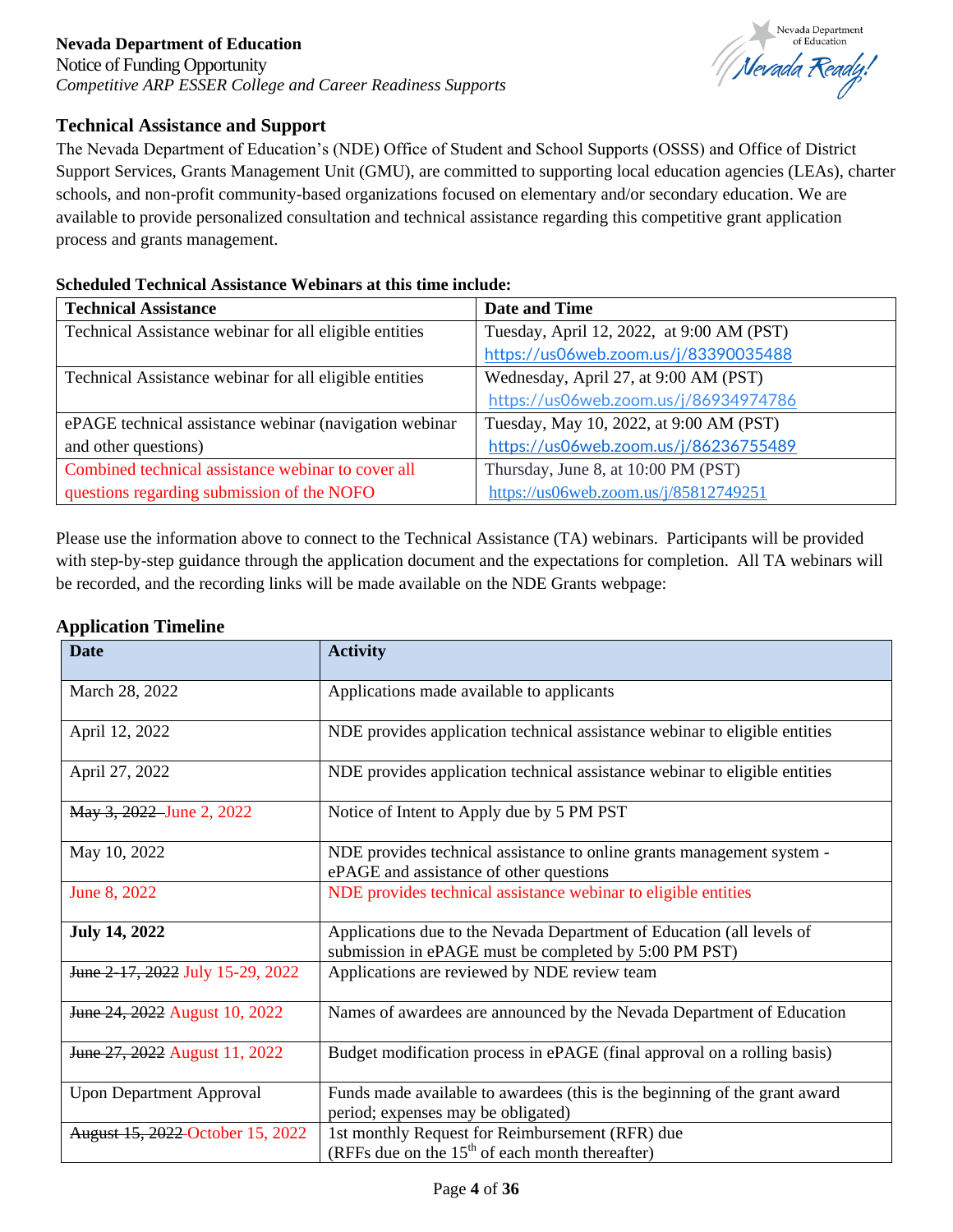## Technical Assistance and Support

The Nevada Department of Education's (NDE) Office of Student and School Supports (OSSS) and Office of District Support Services, Grants Management Unit (GMU), are committed to supporting local education agencies (LEAs), charter schools, and non-profit community-based organizations focused on elementary and/or secondary education. We are available to provide personalized consultation and technical assistance regarding this competitive grant application process and grants management.

**Scheduled Technical Assistance Webinars at this time include:**

| Technical Assistance | Date and Time |
|---|---|
| Technical Assistance webinar for all eligible entities | Tuesday, April 12, 2022, at 9:00 AM (PST) https://us06web.zoom.us/j/83390035488 |
| Technical Assistance webinar for all eligible entities | Wednesday, April 27, at 9:00 AM (PST) https://us06web.zoom.us/j/86934974786 |
| ePAGE technical assistance webinar (navigation webinar and other questions) | Tuesday, May 10, 2022, at 9:00 AM (PST) https://us06web.zoom.us/j/86236755489 |
| Combined technical assistance webinar to cover all questions regarding submission of the NOFO | Thursday, June 8, at 10:00 PM (PST) https://us06web.zoom.us/j/85812749251 |

Please use the information above to connect to the Technical Assistance (TA) webinars. Participants will be provided with step-by-step guidance through the application document and the expectations for completion. All TA webinars will be recorded, and the recording links will be made available on the NDE Grants webpage:

## Application Timeline

| Date | Activity |
|---|---|
| March 28, 2022 | Applications made available to applicants |
| April 12, 2022 | NDE provides application technical assistance webinar to eligible entities |
| April 27, 2022 | NDE provides application technical assistance webinar to eligible entities |
| ~~May 3, 2022~~ June 2, 2022 | Notice of Intent to Apply due by 5 PM PST |
| May 10, 2022 | NDE provides technical assistance to online grants management system - ePAGE and assistance of other questions |
| June 8, 2022 | NDE provides technical assistance webinar to eligible entities |
| **July 14, 2022** | Applications due to the Nevada Department of Education (all levels of submission in ePAGE must be completed by 5:00 PM PST) |
| ~~June 2-17, 2022~~ July 15-29, 2022 | Applications are reviewed by NDE review team |
| ~~June 24, 2022~~ August 10, 2022 | Names of awardees are announced by the Nevada Department of Education |
| ~~June 27, 2022~~ August 11, 2022 | Budget modification process in ePAGE (final approval on a rolling basis) |
| Upon Department Approval | Funds made available to awardees (this is the beginning of the grant award period; expenses may be obligated) |
| ~~August 15, 2022~~ October 15, 2022 | 1st monthly Request for Reimbursement (RFR) due (RFRs due on the 15th of each month thereafter) |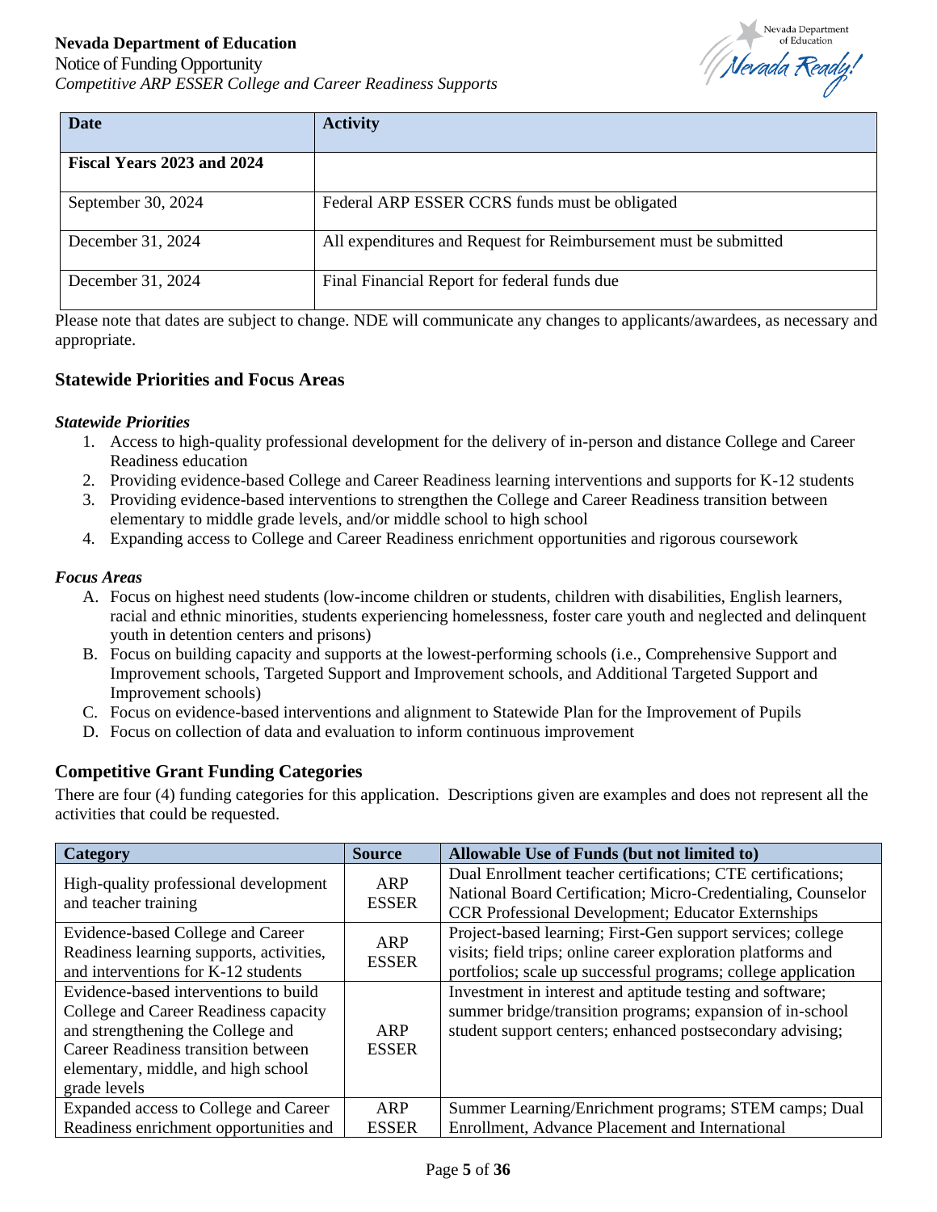| Date | Activity |
| --- | --- |
| **Fiscal Years 2023 and 2024** | |
| September 30, 2024 | Federal ARP ESSER CCRS funds must be obligated |
| December 31, 2024 | All expenditures and Request for Reimbursement must be submitted |
| December 31, 2024 | Final Financial Report for federal funds due |

Please note that dates are subject to change. NDE will communicate any changes to applicants/awardees, as necessary and appropriate.

### Statewide Priorities and Focus Areas

***Statewide Priorities***

1. Access to high-quality professional development for the delivery of in-person and distance College and Career Readiness education
2. Providing evidence-based College and Career Readiness learning interventions and supports for K-12 students
3. Providing evidence-based interventions to strengthen the College and Career Readiness transition between elementary to middle grade levels, and/or middle school to high school
4. Expanding access to College and Career Readiness enrichment opportunities and rigorous coursework

***Focus Areas***

A. Focus on highest need students (low-income children or students, children with disabilities, English learners, racial and ethnic minorities, students experiencing homelessness, foster care youth and neglected and delinquent youth in detention centers and prisons)
B. Focus on building capacity and supports at the lowest-performing schools (i.e., Comprehensive Support and Improvement schools, Targeted Support and Improvement schools, and Additional Targeted Support and Improvement schools)
C. Focus on evidence-based interventions and alignment to Statewide Plan for the Improvement of Pupils
D. Focus on collection of data and evaluation to inform continuous improvement

### Competitive Grant Funding Categories

There are four (4) funding categories for this application. Descriptions given are examples and does not represent all the activities that could be requested.

| Category | Source | Allowable Use of Funds (but not limited to) |
| --- | --- | --- |
| High-quality professional development and teacher training | ARP ESSER | Dual Enrollment teacher certifications; CTE certifications; National Board Certification; Micro-Credentialing, Counselor CCR Professional Development; Educator Externships |
| Evidence-based College and Career Readiness learning supports, activities, and interventions for K-12 students | ARP ESSER | Project-based learning; First-Gen support services; college visits; field trips; online career exploration platforms and portfolios; scale up successful programs; college application |
| Evidence-based interventions to build College and Career Readiness capacity and strengthening the College and Career Readiness transition between elementary, middle, and high school grade levels | ARP ESSER | Investment in interest and aptitude testing and software; summer bridge/transition programs; expansion of in-school student support centers; enhanced postsecondary advising; |
| Expanded access to College and Career Readiness enrichment opportunities and | ARP ESSER | Summer Learning/Enrichment programs; STEM camps; Dual Enrollment, Advance Placement and International |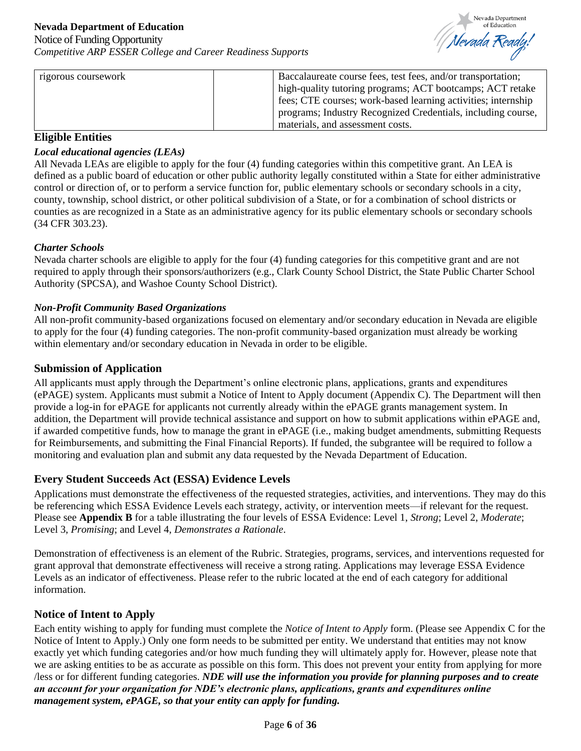| rigorous coursework | | Baccalaureate course fees, test fees, and/or transportation; high-quality tutoring programs; ACT bootcamps; ACT retake fees; CTE courses; work-based learning activities; internship programs; Industry Recognized Credentials, including course, materials, and assessment costs. |
|---|---|---|

## Eligible Entities

***Local educational agencies (LEAs)***

All Nevada LEAs are eligible to apply for the four (4) funding categories within this competitive grant. An LEA is defined as a public board of education or other public authority legally constituted within a State for either administrative control or direction of, or to perform a service function for, public elementary schools or secondary schools in a city, county, township, school district, or other political subdivision of a State, or for a combination of school districts or counties as are recognized in a State as an administrative agency for its public elementary schools or secondary schools (34 CFR 303.23).

***Charter Schools***

Nevada charter schools are eligible to apply for the four (4) funding categories for this competitive grant and are not required to apply through their sponsors/authorizers (e.g., Clark County School District, the State Public Charter School Authority (SPCSA), and Washoe County School District).

***Non-Profit Community Based Organizations***

All non-profit community-based organizations focused on elementary and/or secondary education in Nevada are eligible to apply for the four (4) funding categories. The non-profit community-based organization must already be working within elementary and/or secondary education in Nevada in order to be eligible.

## Submission of Application

All applicants must apply through the Department's online electronic plans, applications, grants and expenditures (ePAGE) system. Applicants must submit a Notice of Intent to Apply document (Appendix C). The Department will then provide a log-in for ePAGE for applicants not currently already within the ePAGE grants management system. In addition, the Department will provide technical assistance and support on how to submit applications within ePAGE and, if awarded competitive funds, how to manage the grant in ePAGE (i.e., making budget amendments, submitting Requests for Reimbursements, and submitting the Final Financial Reports). If funded, the subgrantee will be required to follow a monitoring and evaluation plan and submit any data requested by the Nevada Department of Education.

## Every Student Succeeds Act (ESSA) Evidence Levels

Applications must demonstrate the effectiveness of the requested strategies, activities, and interventions. They may do this be referencing which ESSA Evidence Levels each strategy, activity, or intervention meets—if relevant for the request. Please see **Appendix B** for a table illustrating the four levels of ESSA Evidence: Level 1, *Strong*; Level 2, *Moderate*; Level 3, *Promising*; and Level 4, *Demonstrates a Rationale*.

Demonstration of effectiveness is an element of the Rubric. Strategies, programs, services, and interventions requested for grant approval that demonstrate effectiveness will receive a strong rating. Applications may leverage ESSA Evidence Levels as an indicator of effectiveness. Please refer to the rubric located at the end of each category for additional information.

## Notice of Intent to Apply

Each entity wishing to apply for funding must complete the *Notice of Intent to Apply* form. (Please see Appendix C for the Notice of Intent to Apply.) Only one form needs to be submitted per entity. We understand that entities may not know exactly yet which funding categories and/or how much funding they will ultimately apply for. However, please note that we are asking entities to be as accurate as possible on this form. This does not prevent your entity from applying for more /less or for different funding categories. ***NDE will use the information you provide for planning purposes and to create an account for your organization for NDE's electronic plans, applications, grants and expenditures online management system, ePAGE, so that your entity can apply for funding.***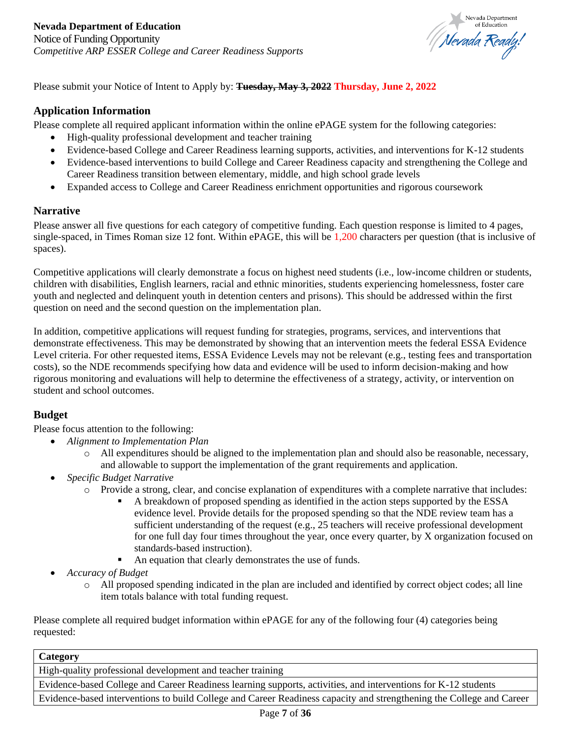Please submit your Notice of Intent to Apply by: ~~**Tuesday, May 3, 2022**~~ **Thursday, June 2, 2022**

## Application Information

Please complete all required applicant information within the online ePAGE system for the following categories:

- High-quality professional development and teacher training
- Evidence-based College and Career Readiness learning supports, activities, and interventions for K-12 students
- Evidence-based interventions to build College and Career Readiness capacity and strengthening the College and Career Readiness transition between elementary, middle, and high school grade levels
- Expanded access to College and Career Readiness enrichment opportunities and rigorous coursework

## Narrative

Please answer all five questions for each category of competitive funding. Each question response is limited to 4 pages, single-spaced, in Times Roman size 12 font. Within ePAGE, this will be 1,200 characters per question (that is inclusive of spaces).

Competitive applications will clearly demonstrate a focus on highest need students (i.e., low-income children or students, children with disabilities, English learners, racial and ethnic minorities, students experiencing homelessness, foster care youth and neglected and delinquent youth in detention centers and prisons). This should be addressed within the first question on need and the second question on the implementation plan.

In addition, competitive applications will request funding for strategies, programs, services, and interventions that demonstrate effectiveness. This may be demonstrated by showing that an intervention meets the federal ESSA Evidence Level criteria. For other requested items, ESSA Evidence Levels may not be relevant (e.g., testing fees and transportation costs), so the NDE recommends specifying how data and evidence will be used to inform decision-making and how rigorous monitoring and evaluations will help to determine the effectiveness of a strategy, activity, or intervention on student and school outcomes.

## Budget

Please focus attention to the following:

- *Alignment to Implementation Plan*
  - All expenditures should be aligned to the implementation plan and should also be reasonable, necessary, and allowable to support the implementation of the grant requirements and application.
- *Specific Budget Narrative*
  - Provide a strong, clear, and concise explanation of expenditures with a complete narrative that includes:
    - A breakdown of proposed spending as identified in the action steps supported by the ESSA evidence level. Provide details for the proposed spending so that the NDE review team has a sufficient understanding of the request (e.g., 25 teachers will receive professional development for one full day four times throughout the year, once every quarter, by X organization focused on standards-based instruction).
    - An equation that clearly demonstrates the use of funds.
- *Accuracy of Budget*
  - All proposed spending indicated in the plan are included and identified by correct object codes; all line item totals balance with total funding request.

Please complete all required budget information within ePAGE for any of the following four (4) categories being requested:

| Category |
|---|
| High-quality professional development and teacher training |
| Evidence-based College and Career Readiness learning supports, activities, and interventions for K-12 students |
| Evidence-based interventions to build College and Career Readiness capacity and strengthening the College and Career |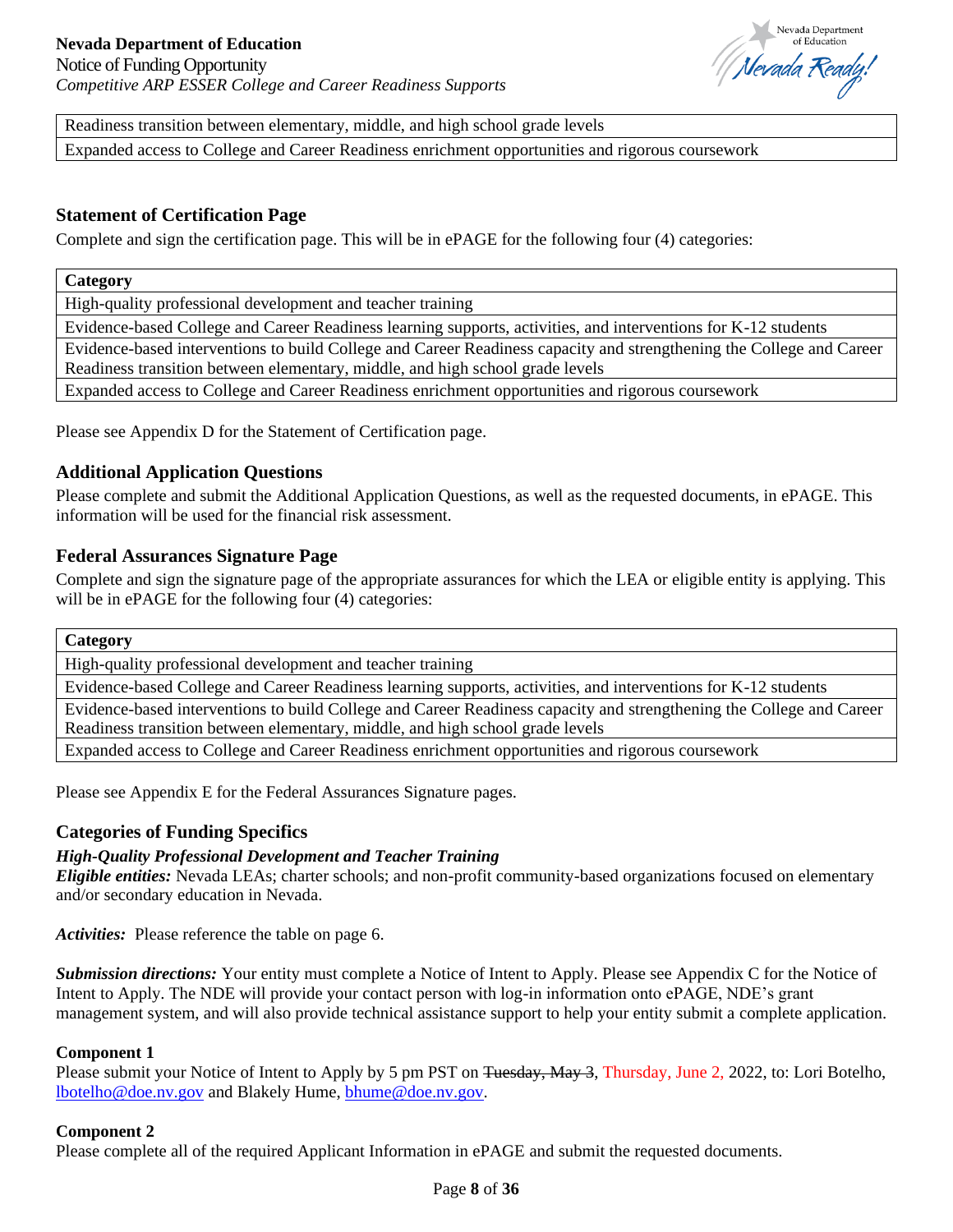| Readiness transition between elementary, middle, and high school grade levels |
| --- |
| Expanded access to College and Career Readiness enrichment opportunities and rigorous coursework |

### Statement of Certification Page

Complete and sign the certification page. This will be in ePAGE for the following four (4) categories:

| Category |
| --- |
| High-quality professional development and teacher training |
| Evidence-based College and Career Readiness learning supports, activities, and interventions for K-12 students |
| Evidence-based interventions to build College and Career Readiness capacity and strengthening the College and Career Readiness transition between elementary, middle, and high school grade levels |
| Expanded access to College and Career Readiness enrichment opportunities and rigorous coursework |

Please see Appendix D for the Statement of Certification page.

### Additional Application Questions

Please complete and submit the Additional Application Questions, as well as the requested documents, in ePAGE. This information will be used for the financial risk assessment.

### Federal Assurances Signature Page

Complete and sign the signature page of the appropriate assurances for which the LEA or eligible entity is applying. This will be in ePAGE for the following four (4) categories:

| Category |
| --- |
| High-quality professional development and teacher training |
| Evidence-based College and Career Readiness learning supports, activities, and interventions for K-12 students |
| Evidence-based interventions to build College and Career Readiness capacity and strengthening the College and Career Readiness transition between elementary, middle, and high school grade levels |
| Expanded access to College and Career Readiness enrichment opportunities and rigorous coursework |

Please see Appendix E for the Federal Assurances Signature pages.

### Categories of Funding Specifics

***High-Quality Professional Development and Teacher Training***

***Eligible entities:*** Nevada LEAs; charter schools; and non-profit community-based organizations focused on elementary and/or secondary education in Nevada.

***Activities:*** Please reference the table on page 6.

***Submission directions:*** Your entity must complete a Notice of Intent to Apply. Please see Appendix C for the Notice of Intent to Apply. The NDE will provide your contact person with log-in information onto ePAGE, NDE's grant management system, and will also provide technical assistance support to help your entity submit a complete application.

**Component 1**

Please submit your Notice of Intent to Apply by 5 pm PST on ~~Tuesday, May 3~~, Thursday, June 2, 2022, to: Lori Botelho, lbotelho@doe.nv.gov and Blakely Hume, bhume@doe.nv.gov.

**Component 2**

Please complete all of the required Applicant Information in ePAGE and submit the requested documents.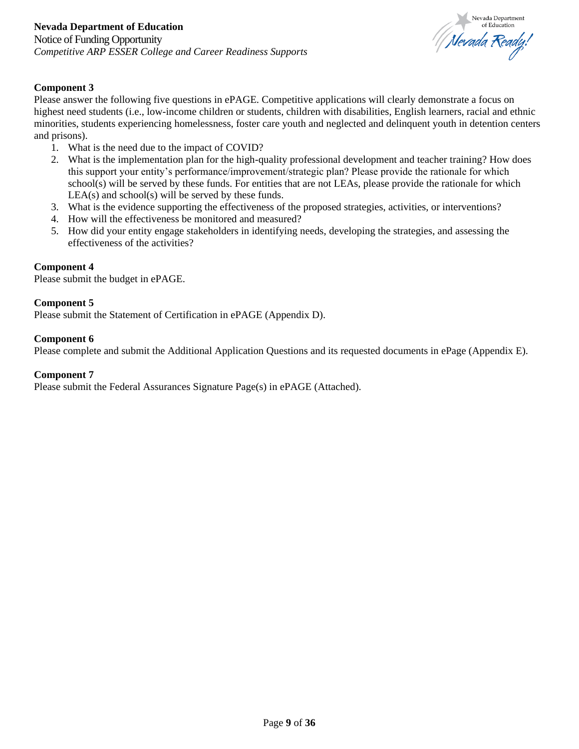**Component 3**

Please answer the following five questions in ePAGE. Competitive applications will clearly demonstrate a focus on highest need students (i.e., low-income children or students, children with disabilities, English learners, racial and ethnic minorities, students experiencing homelessness, foster care youth and neglected and delinquent youth in detention centers and prisons).

1. What is the need due to the impact of COVID?
2. What is the implementation plan for the high-quality professional development and teacher training? How does this support your entity's performance/improvement/strategic plan? Please provide the rationale for which school(s) will be served by these funds. For entities that are not LEAs, please provide the rationale for which LEA(s) and school(s) will be served by these funds.
3. What is the evidence supporting the effectiveness of the proposed strategies, activities, or interventions?
4. How will the effectiveness be monitored and measured?
5. How did your entity engage stakeholders in identifying needs, developing the strategies, and assessing the effectiveness of the activities?

**Component 4**

Please submit the budget in ePAGE.

**Component 5**

Please submit the Statement of Certification in ePAGE (Appendix D).

**Component 6**

Please complete and submit the Additional Application Questions and its requested documents in ePage (Appendix E).

**Component 7**

Please submit the Federal Assurances Signature Page(s) in ePAGE (Attached).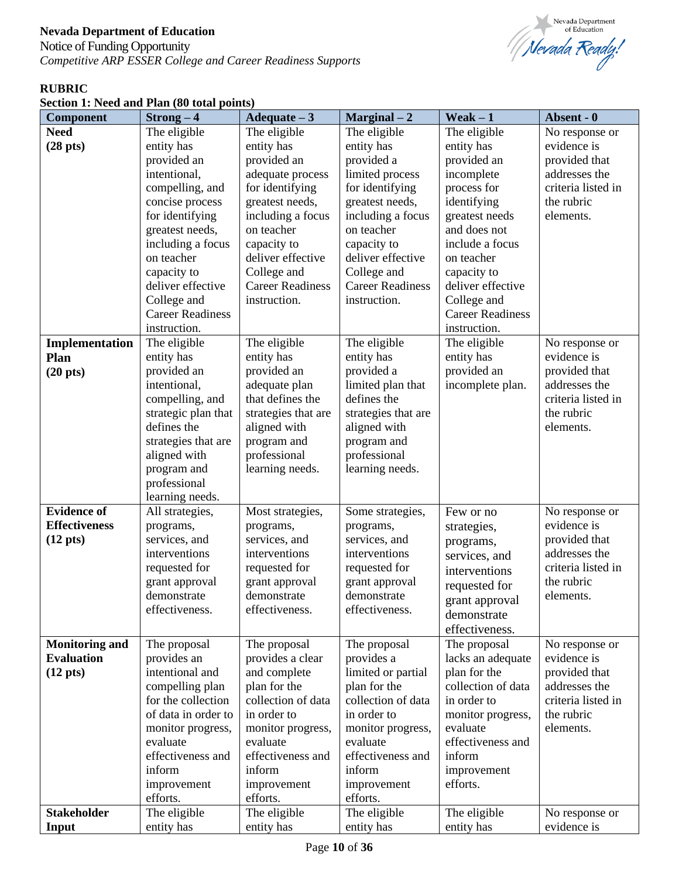**Nevada Department of Education**
Notice of Funding Opportunity
*Competitive ARP ESSER College and Career Readiness Supports*

**RUBRIC**
**Section 1: Need and Plan (80 total points)**

| Component | Strong – 4 | Adequate – 3 | Marginal – 2 | Weak – 1 | Absent - 0 |
|---|---|---|---|---|---|
| **Need (28 pts)** | The eligible entity has provided an intentional, compelling, and concise process for identifying greatest needs, including a focus on teacher capacity to deliver effective College and Career Readiness instruction. | The eligible entity has provided an adequate process for identifying greatest needs, including a focus on teacher capacity to deliver effective College and Career Readiness instruction. | The eligible entity has provided a limited process for identifying greatest needs, including a focus on teacher capacity to deliver effective College and Career Readiness instruction. | The eligible entity has provided an incomplete process for identifying greatest needs and does not include a focus on teacher capacity to deliver effective College and Career Readiness instruction. | No response or evidence is provided that addresses the criteria listed in the rubric elements. |
| **Implementation Plan (20 pts)** | The eligible entity has provided an intentional, compelling, and strategic plan that defines the strategies that are aligned with program and professional learning needs. | The eligible entity has provided an adequate plan that defines the strategies that are aligned with program and professional learning needs. | The eligible entity has provided a limited plan that defines the strategies that are aligned with program and professional learning needs. | The eligible entity has provided an incomplete plan. | No response or evidence is provided that addresses the criteria listed in the rubric elements. |
| **Evidence of Effectiveness (12 pts)** | All strategies, programs, services, and interventions requested for grant approval demonstrate effectiveness. | Most strategies, programs, services, and interventions requested for grant approval demonstrate effectiveness. | Some strategies, programs, services, and interventions requested for grant approval demonstrate effectiveness. | Few or no strategies, programs, services, and interventions requested for grant approval demonstrate effectiveness. | No response or evidence is provided that addresses the criteria listed in the rubric elements. |
| **Monitoring and Evaluation (12 pts)** | The proposal provides an intentional and compelling plan for the collection of data in order to monitor progress, evaluate effectiveness and inform improvement efforts. | The proposal provides a clear and complete plan for the collection of data in order to monitor progress, evaluate effectiveness and inform improvement efforts. | The proposal provides a limited or partial plan for the collection of data in order to monitor progress, evaluate effectiveness and inform improvement efforts. | The proposal lacks an adequate plan for the collection of data in order to monitor progress, evaluate effectiveness and inform improvement efforts. | No response or evidence is provided that addresses the criteria listed in the rubric elements. |
| **Stakeholder Input** | The eligible entity has | The eligible entity has | The eligible entity has | The eligible entity has | No response or evidence is |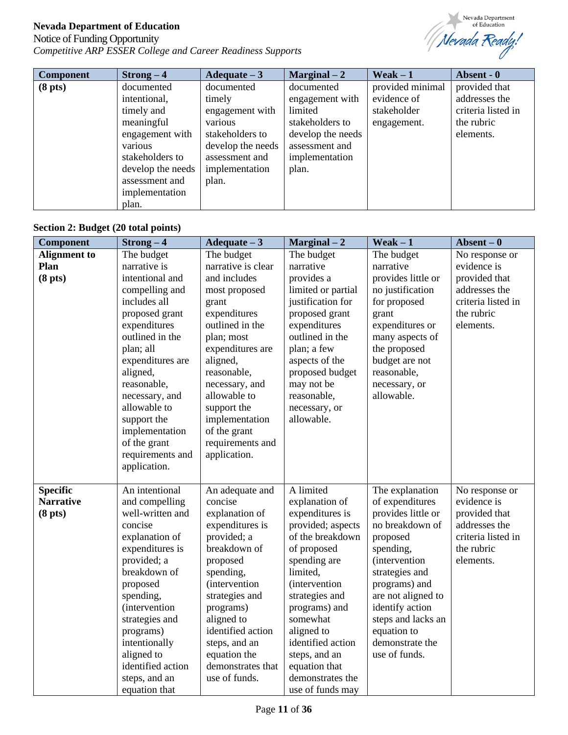| Component | Strong – 4 | Adequate – 3 | Marginal – 2 | Weak – 1 | Absent - 0 |
| --- | --- | --- | --- | --- | --- |
| **(8 pts)** | documented intentional, timely and meaningful engagement with various stakeholders to develop the needs assessment and implementation plan. | documented timely engagement with various stakeholders to develop the needs assessment and implementation plan. | documented engagement with limited stakeholders to develop the needs assessment and implementation plan. | provided minimal evidence of stakeholder engagement. | provided that addresses the criteria listed in the rubric elements. |

### Section 2: Budget (20 total points)

| Component | Strong – 4 | Adequate – 3 | Marginal – 2 | Weak – 1 | Absent – 0 |
| --- | --- | --- | --- | --- | --- |
| **Alignment to Plan (8 pts)** | The budget narrative is intentional and compelling and includes all proposed grant expenditures outlined in the plan; all expenditures are aligned, reasonable, necessary, and allowable to support the implementation of the grant requirements and application. | The budget narrative is clear and includes most proposed grant expenditures outlined in the plan; most expenditures are aligned, reasonable, necessary, and allowable to support the implementation of the grant requirements and application. | The budget narrative provides a limited or partial justification for proposed grant expenditures outlined in the plan; a few aspects of the proposed budget may not be reasonable, necessary, or allowable. | The budget narrative provides little or no justification for proposed grant expenditures or many aspects of the proposed budget are not reasonable, necessary, or allowable. | No response or evidence is provided that addresses the criteria listed in the rubric elements. |
| **Specific Narrative (8 pts)** | An intentional and compelling well-written and concise explanation of expenditures is provided; a breakdown of proposed spending, (intervention strategies and programs) intentionally aligned to identified action steps, and an equation that | An adequate and concise explanation of expenditures is provided; a breakdown of proposed spending, (intervention strategies and programs) aligned to identified action steps, and an equation the demonstrates that use of funds. | A limited explanation of expenditures is provided; aspects of the breakdown of proposed spending are limited, (intervention strategies and programs) and somewhat aligned to identified action steps, and an equation that demonstrates the use of funds may | The explanation of expenditures provides little or no breakdown of proposed spending, (intervention strategies and programs) and are not aligned to identify action steps and lacks an equation to demonstrate the use of funds. | No response or evidence is provided that addresses the criteria listed in the rubric elements. |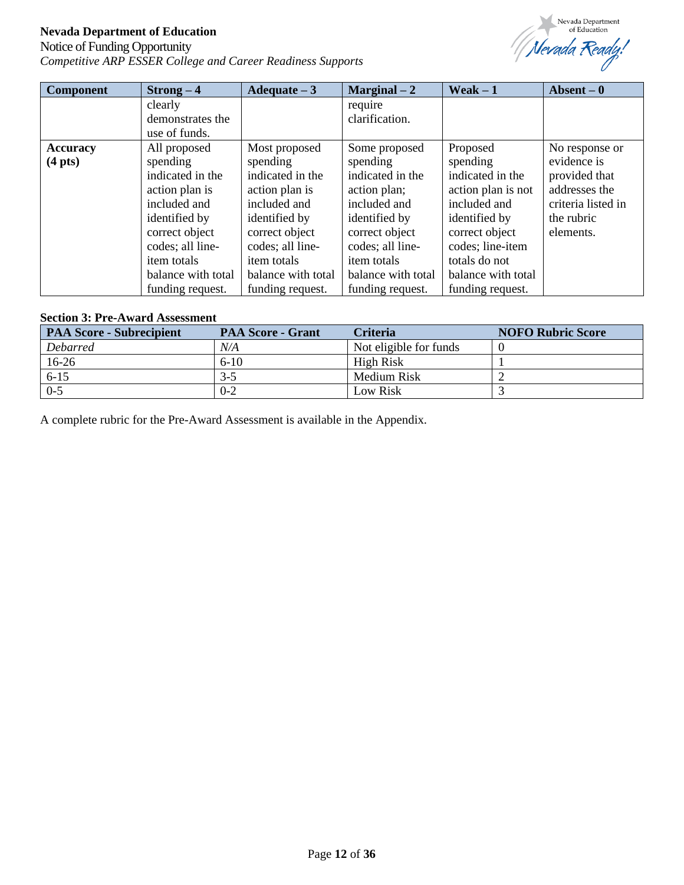| Component | Strong – 4 | Adequate – 3 | Marginal – 2 | Weak – 1 | Absent – 0 |
|---|---|---|---|---|---|
| | clearly demonstrates the use of funds. | | require clarification. | | |
| **Accuracy (4 pts)** | All proposed spending indicated in the action plan is included and identified by correct object codes; all line-item totals balance with total funding request. | Most proposed spending indicated in the action plan is included and identified by correct object codes; all line-item totals balance with total funding request. | Some proposed spending indicated in the action plan; included and identified by correct object codes; all line-item totals balance with total funding request. | Proposed spending indicated in the action plan is not included and identified by correct object codes; line-item totals do not balance with total funding request. | No response or evidence is provided that addresses the criteria listed in the rubric elements. |

**Section 3: Pre-Award Assessment**

| PAA Score - Subrecipient | PAA Score - Grant | Criteria | NOFO Rubric Score |
|---|---|---|---|
| *Debarred* | *N/A* | Not eligible for funds | 0 |
| 16-26 | 6-10 | High Risk | 1 |
| 6-15 | 3-5 | Medium Risk | 2 |
| 0-5 | 0-2 | Low Risk | 3 |

A complete rubric for the Pre-Award Assessment is available in the Appendix.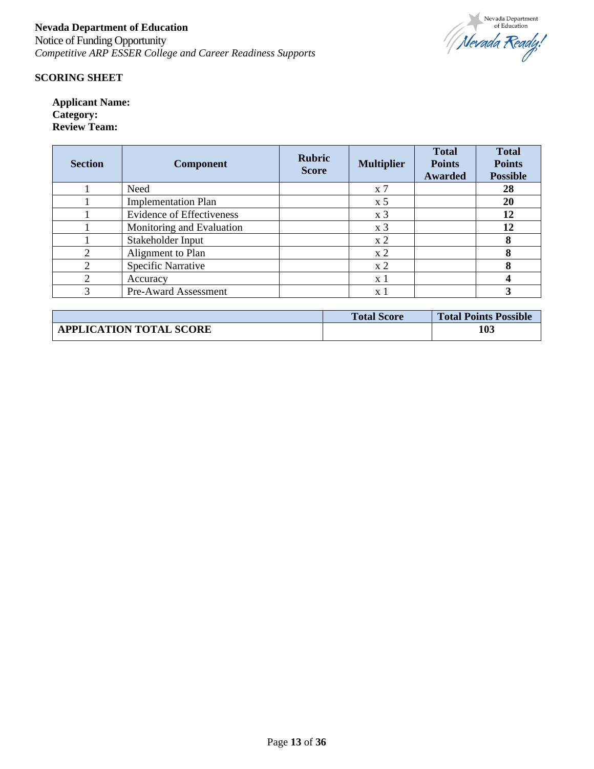## SCORING SHEET

**Applicant Name:**
**Category:**
**Review Team:**

| Section | Component | Rubric Score | Multiplier | Total Points Awarded | Total Points Possible |
|---|---|---|---|---|---|
| 1 | Need | | x 7 | | **28** |
| 1 | Implementation Plan | | x 5 | | **20** |
| 1 | Evidence of Effectiveness | | x 3 | | **12** |
| 1 | Monitoring and Evaluation | | x 3 | | **12** |
| 1 | Stakeholder Input | | x 2 | | **8** |
| 2 | Alignment to Plan | | x 2 | | **8** |
| 2 | Specific Narrative | | x 2 | | **8** |
| 2 | Accuracy | | x 1 | | **4** |
| 3 | Pre-Award Assessment | | x 1 | | **3** |

| | Total Score | Total Points Possible |
|---|---|---|
| **APPLICATION TOTAL SCORE** | | **103** |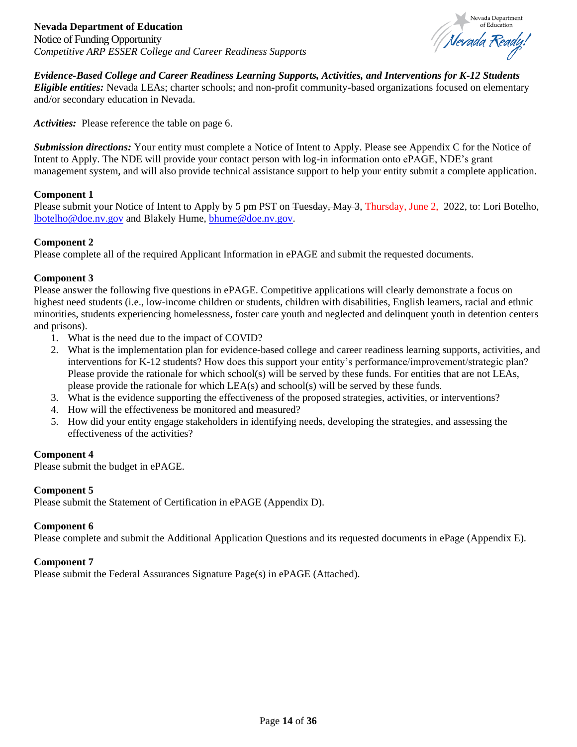***Evidence-Based College and Career Readiness Learning Supports, Activities, and Interventions for K-12 Students***

***Eligible entities:*** Nevada LEAs; charter schools; and non-profit community-based organizations focused on elementary and/or secondary education in Nevada.

***Activities:*** Please reference the table on page 6.

***Submission directions:*** Your entity must complete a Notice of Intent to Apply. Please see Appendix C for the Notice of Intent to Apply. The NDE will provide your contact person with log-in information onto ePAGE, NDE's grant management system, and will also provide technical assistance support to help your entity submit a complete application.

**Component 1**

Please submit your Notice of Intent to Apply by 5 pm PST on ~~Tuesday, May 3~~, Thursday, June 2, 2022, to: Lori Botelho, lbotelho@doe.nv.gov and Blakely Hume, bhume@doe.nv.gov.

**Component 2**

Please complete all of the required Applicant Information in ePAGE and submit the requested documents.

**Component 3**

Please answer the following five questions in ePAGE. Competitive applications will clearly demonstrate a focus on highest need students (i.e., low-income children or students, children with disabilities, English learners, racial and ethnic minorities, students experiencing homelessness, foster care youth and neglected and delinquent youth in detention centers and prisons).

1. What is the need due to the impact of COVID?
2. What is the implementation plan for evidence-based college and career readiness learning supports, activities, and interventions for K-12 students? How does this support your entity's performance/improvement/strategic plan? Please provide the rationale for which school(s) will be served by these funds. For entities that are not LEAs, please provide the rationale for which LEA(s) and school(s) will be served by these funds.
3. What is the evidence supporting the effectiveness of the proposed strategies, activities, or interventions?
4. How will the effectiveness be monitored and measured?
5. How did your entity engage stakeholders in identifying needs, developing the strategies, and assessing the effectiveness of the activities?

**Component 4**

Please submit the budget in ePAGE.

**Component 5**

Please submit the Statement of Certification in ePAGE (Appendix D).

**Component 6**

Please complete and submit the Additional Application Questions and its requested documents in ePage (Appendix E).

**Component 7**

Please submit the Federal Assurances Signature Page(s) in ePAGE (Attached).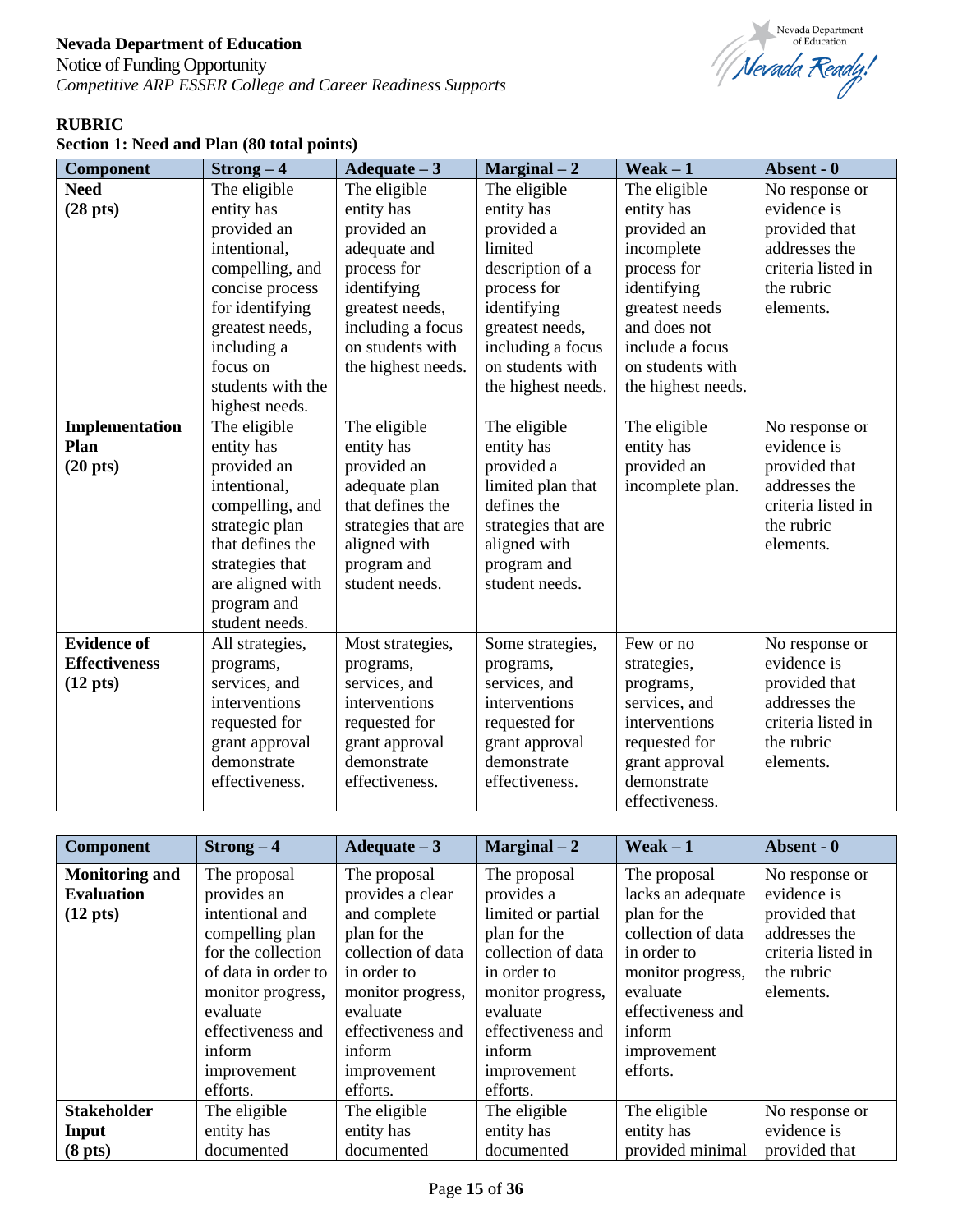**Nevada Department of Education**
Notice of Funding Opportunity
*Competitive ARP ESSER College and Career Readiness Supports*

**RUBRIC**
**Section 1: Need and Plan (80 total points)**

| Component | Strong – 4 | Adequate – 3 | Marginal – 2 | Weak – 1 | Absent - 0 |
|---|---|---|---|---|---|
| **Need (28 pts)** | The eligible entity has provided an intentional, compelling, and concise process for identifying greatest needs, including a focus on students with the highest needs. | The eligible entity has provided an adequate and process for identifying greatest needs, including a focus on students with the highest needs. | The eligible entity has provided a limited description of a process for identifying greatest needs, including a focus on students with the highest needs. | The eligible entity has provided an incomplete process for identifying greatest needs and does not include a focus on students with the highest needs. | No response or evidence is provided that addresses the criteria listed in the rubric elements. |
| **Implementation Plan (20 pts)** | The eligible entity has provided an intentional, compelling, and strategic plan that defines the strategies that are aligned with program and student needs. | The eligible entity has provided an adequate plan that defines the strategies that are aligned with program and student needs. | The eligible entity has provided a limited plan that defines the strategies that are aligned with program and student needs. | The eligible entity has provided an incomplete plan. | No response or evidence is provided that addresses the criteria listed in the rubric elements. |
| **Evidence of Effectiveness (12 pts)** | All strategies, programs, services, and interventions requested for grant approval demonstrate effectiveness. | Most strategies, programs, services, and interventions requested for grant approval demonstrate effectiveness. | Some strategies, programs, services, and interventions requested for grant approval demonstrate effectiveness. | Few or no strategies, programs, services, and interventions requested for grant approval demonstrate effectiveness. | No response or evidence is provided that addresses the criteria listed in the rubric elements. |

| Component | Strong – 4 | Adequate – 3 | Marginal – 2 | Weak – 1 | Absent - 0 |
|---|---|---|---|---|---|
| **Monitoring and Evaluation (12 pts)** | The proposal provides an intentional and compelling plan for the collection of data in order to monitor progress, evaluate effectiveness and inform improvement efforts. | The proposal provides a clear and complete plan for the collection of data in order to monitor progress, evaluate effectiveness and inform improvement efforts. | The proposal provides a limited or partial plan for the collection of data in order to monitor progress, evaluate effectiveness and inform improvement efforts. | The proposal lacks an adequate plan for the collection of data in order to monitor progress, evaluate effectiveness and inform improvement efforts. | No response or evidence is provided that addresses the criteria listed in the rubric elements. |
| **Stakeholder Input (8 pts)** | The eligible entity has documented | The eligible entity has documented | The eligible entity has documented | The eligible entity has provided minimal | No response or evidence is provided that |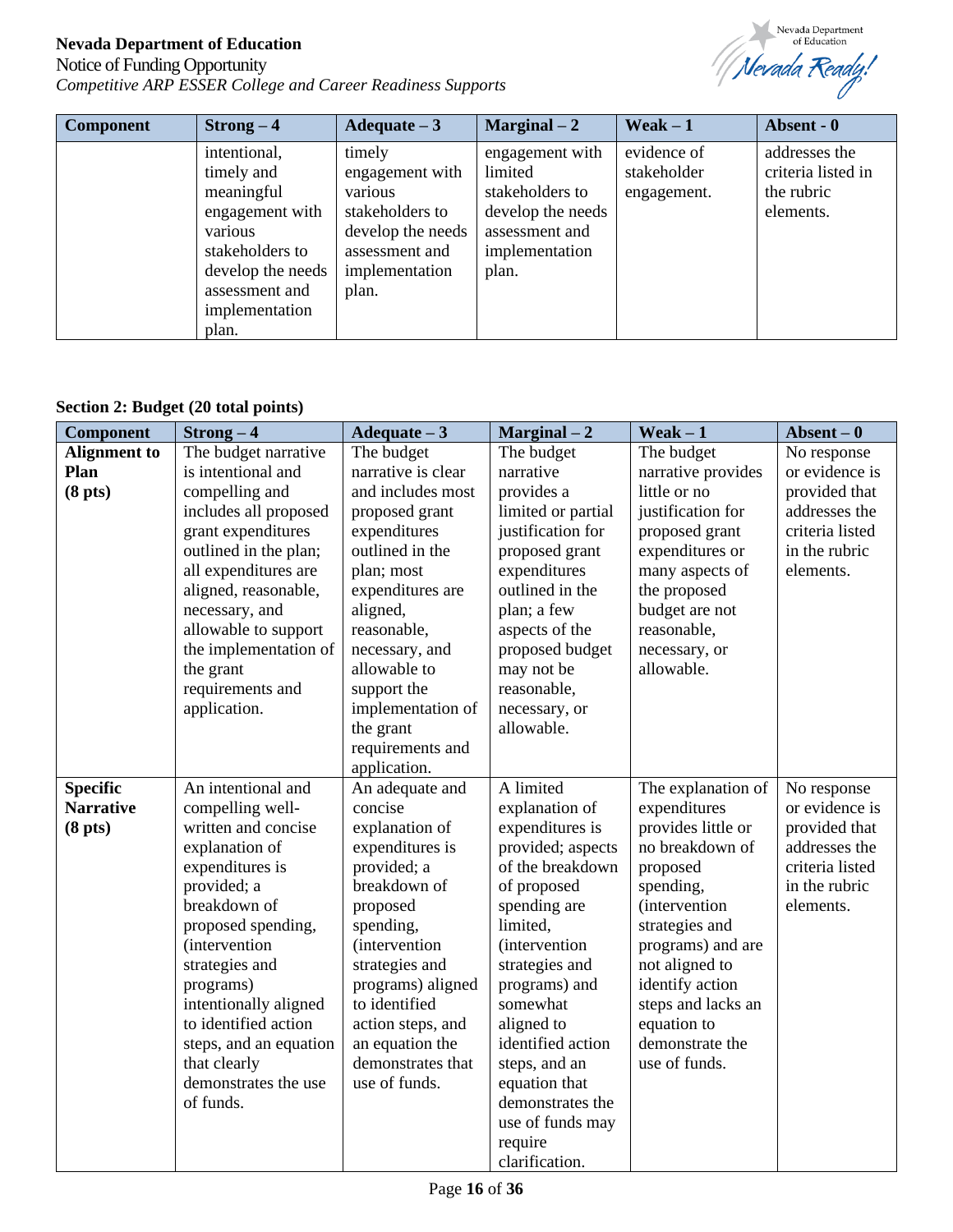| Component | Strong – 4 | Adequate – 3 | Marginal – 2 | Weak – 1 | Absent - 0 |
|---|---|---|---|---|---|
| | intentional, timely and meaningful engagement with various stakeholders to develop the needs assessment and implementation plan. | timely engagement with various stakeholders to develop the needs assessment and implementation plan. | engagement with limited stakeholders to develop the needs assessment and implementation plan. | evidence of stakeholder engagement. | addresses the criteria listed in the rubric elements. |

**Section 2: Budget (20 total points)**

| Component | Strong – 4 | Adequate – 3 | Marginal – 2 | Weak – 1 | Absent – 0 |
|---|---|---|---|---|---|
| **Alignment to Plan (8 pts)** | The budget narrative is intentional and compelling and includes all proposed grant expenditures outlined in the plan; all expenditures are aligned, reasonable, necessary, and allowable to support the implementation of the grant requirements and application. | The budget narrative is clear and includes most proposed grant expenditures outlined in the plan; most expenditures are aligned, reasonable, necessary, and allowable to support the implementation of the grant requirements and application. | The budget narrative provides a limited or partial justification for proposed grant expenditures outlined in the plan; a few aspects of the proposed budget may not be reasonable, necessary, or allowable. | The budget narrative provides little or no justification for proposed grant expenditures or many aspects of the proposed budget are not reasonable, necessary, or allowable. | No response or evidence is provided that addresses the criteria listed in the rubric elements. |
| **Specific Narrative (8 pts)** | An intentional and compelling well-written and concise explanation of expenditures is provided; a breakdown of proposed spending, (intervention strategies and programs) intentionally aligned to identified action steps, and an equation that clearly demonstrates the use of funds. | An adequate and concise explanation of expenditures is provided; a breakdown of proposed spending, (intervention strategies and programs) aligned to identified action steps, and an equation the demonstrates that use of funds. | A limited explanation of expenditures is provided; aspects of the breakdown of proposed spending are limited, (intervention strategies and programs) and somewhat aligned to identified action steps, and an equation that demonstrates the use of funds may require clarification. | The explanation of expenditures provides little or no breakdown of proposed spending, (intervention strategies and programs) and are not aligned to identify action steps and lacks an equation to demonstrate the use of funds. | No response or evidence is provided that addresses the criteria listed in the rubric elements. |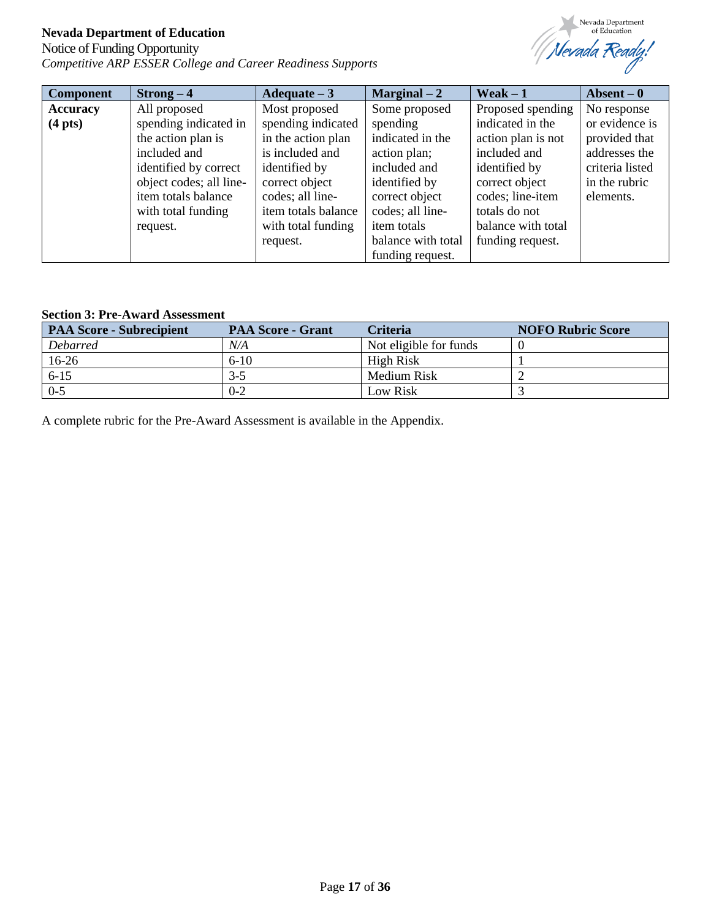| Component | Strong – 4 | Adequate – 3 | Marginal – 2 | Weak – 1 | Absent – 0 |
|---|---|---|---|---|---|
| **Accuracy (4 pts)** | All proposed spending indicated in the action plan is included and identified by correct object codes; all line-item totals balance with total funding request. | Most proposed spending indicated in the action plan is included and identified by correct object codes; all line-item totals balance with total funding request. | Some proposed spending indicated in the action plan; included and identified by correct object codes; all line-item totals balance with total funding request. | Proposed spending indicated in the action plan is not included and identified by correct object codes; line-item totals do not balance with total funding request. | No response or evidence is provided that addresses the criteria listed in the rubric elements. |

**Section 3: Pre-Award Assessment**

| PAA Score - Subrecipient | PAA Score - Grant | Criteria | NOFO Rubric Score |
|---|---|---|---|
| *Debarred* | *N/A* | Not eligible for funds | 0 |
| 16-26 | 6-10 | High Risk | 1 |
| 6-15 | 3-5 | Medium Risk | 2 |
| 0-5 | 0-2 | Low Risk | 3 |

A complete rubric for the Pre-Award Assessment is available in the Appendix.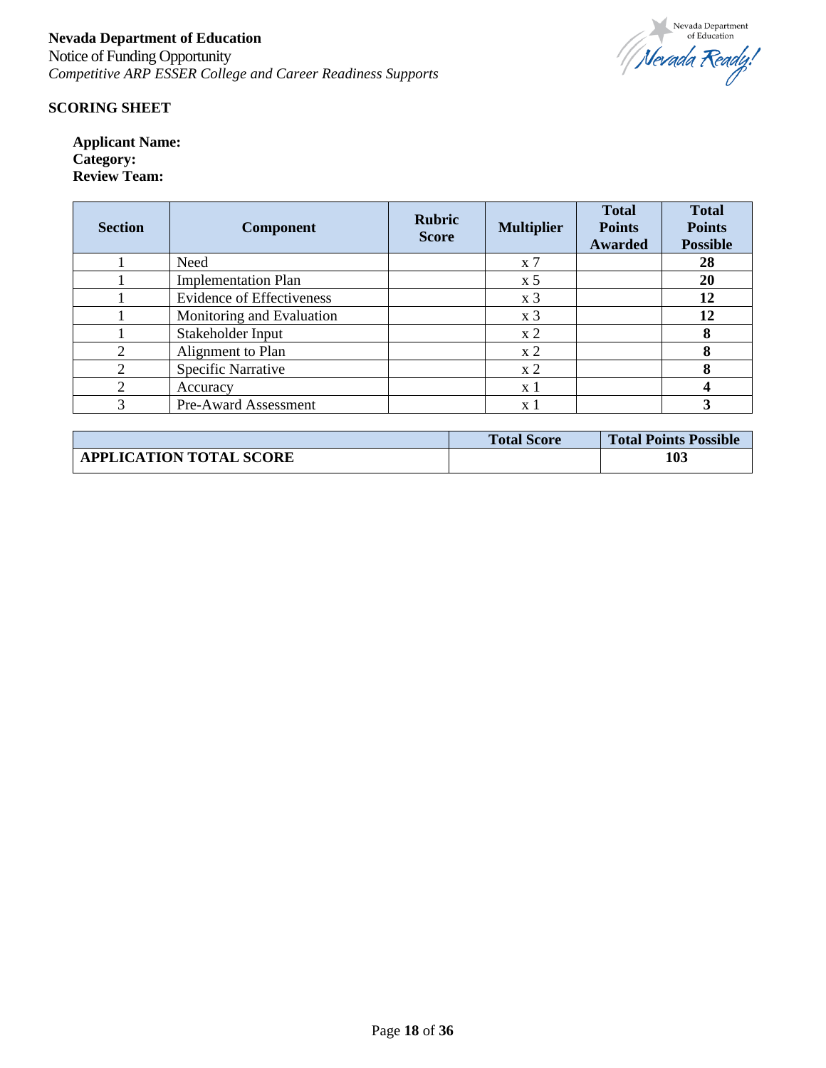**Nevada Department of Education**
Notice of Funding Opportunity
*Competitive ARP ESSER College and Career Readiness Supports*

## SCORING SHEET

**Applicant Name:**
**Category:**
**Review Team:**

| Section | Component | Rubric Score | Multiplier | Total Points Awarded | Total Points Possible |
|---|---|---|---|---|---|
| 1 | Need | | x 7 | | **28** |
| 1 | Implementation Plan | | x 5 | | **20** |
| 1 | Evidence of Effectiveness | | x 3 | | **12** |
| 1 | Monitoring and Evaluation | | x 3 | | **12** |
| 1 | Stakeholder Input | | x 2 | | **8** |
| 2 | Alignment to Plan | | x 2 | | **8** |
| 2 | Specific Narrative | | x 2 | | **8** |
| 2 | Accuracy | | x 1 | | **4** |
| 3 | Pre-Award Assessment | | x 1 | | **3** |

| | Total Score | Total Points Possible |
|---|---|---|
| **APPLICATION TOTAL SCORE** | | **103** |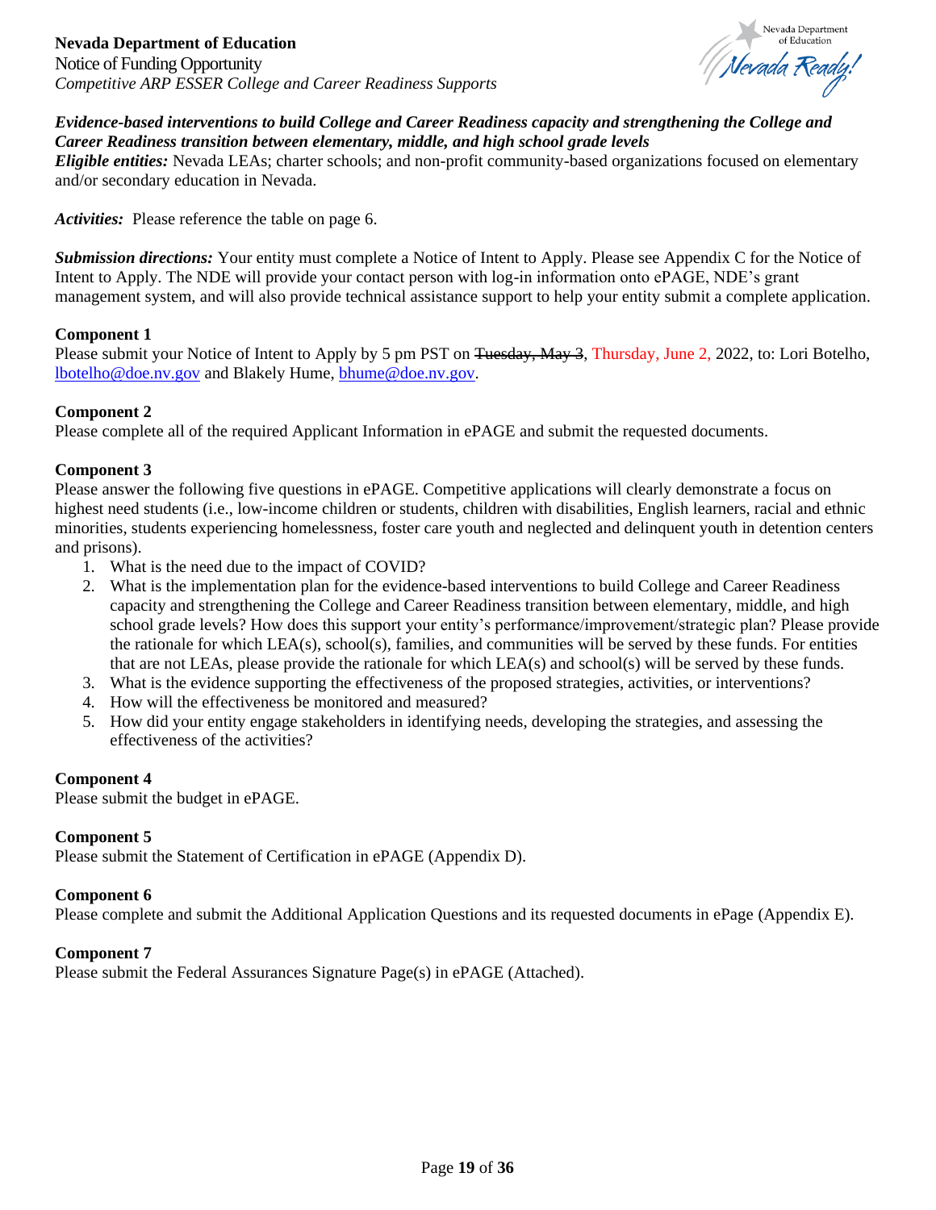***Evidence-based interventions to build College and Career Readiness capacity and strengthening the College and Career Readiness transition between elementary, middle, and high school grade levels***

***Eligible entities:*** Nevada LEAs; charter schools; and non-profit community-based organizations focused on elementary and/or secondary education in Nevada.

***Activities:*** Please reference the table on page 6.

***Submission directions:*** Your entity must complete a Notice of Intent to Apply. Please see Appendix C for the Notice of Intent to Apply. The NDE will provide your contact person with log-in information onto ePAGE, NDE's grant management system, and will also provide technical assistance support to help your entity submit a complete application.

**Component 1**

Please submit your Notice of Intent to Apply by 5 pm PST on ~~Tuesday, May 3~~, Thursday, June 2, 2022, to: Lori Botelho, lbotelho@doe.nv.gov and Blakely Hume, bhume@doe.nv.gov.

**Component 2**

Please complete all of the required Applicant Information in ePAGE and submit the requested documents.

**Component 3**

Please answer the following five questions in ePAGE. Competitive applications will clearly demonstrate a focus on highest need students (i.e., low-income children or students, children with disabilities, English learners, racial and ethnic minorities, students experiencing homelessness, foster care youth and neglected and delinquent youth in detention centers and prisons).

1. What is the need due to the impact of COVID?
2. What is the implementation plan for the evidence-based interventions to build College and Career Readiness capacity and strengthening the College and Career Readiness transition between elementary, middle, and high school grade levels? How does this support your entity's performance/improvement/strategic plan? Please provide the rationale for which LEA(s), school(s), families, and communities will be served by these funds. For entities that are not LEAs, please provide the rationale for which LEA(s) and school(s) will be served by these funds.
3. What is the evidence supporting the effectiveness of the proposed strategies, activities, or interventions?
4. How will the effectiveness be monitored and measured?
5. How did your entity engage stakeholders in identifying needs, developing the strategies, and assessing the effectiveness of the activities?

**Component 4**

Please submit the budget in ePAGE.

**Component 5**

Please submit the Statement of Certification in ePAGE (Appendix D).

**Component 6**

Please complete and submit the Additional Application Questions and its requested documents in ePage (Appendix E).

**Component 7**

Please submit the Federal Assurances Signature Page(s) in ePAGE (Attached).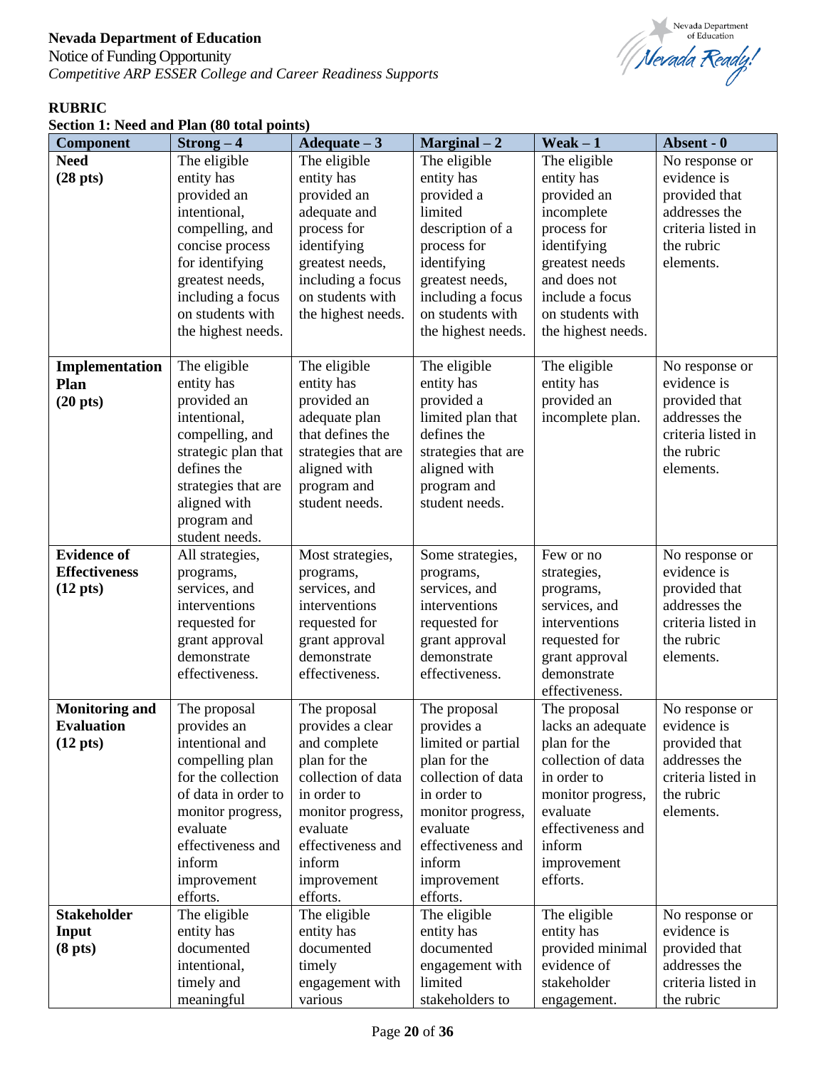**Nevada Department of Education**
Notice of Funding Opportunity
*Competitive ARP ESSER College and Career Readiness Supports*

**RUBRIC**
**Section 1: Need and Plan (80 total points)**

| Component | Strong – 4 | Adequate – 3 | Marginal – 2 | Weak – 1 | Absent - 0 |
|---|---|---|---|---|---|
| **Need (28 pts)** | The eligible entity has provided an intentional, compelling, and concise process for identifying greatest needs, including a focus on students with the highest needs. | The eligible entity has provided an adequate and process for identifying greatest needs, including a focus on students with the highest needs. | The eligible entity has provided a limited description of a process for identifying greatest needs, including a focus on students with the highest needs. | The eligible entity has provided an incomplete process for identifying greatest needs and does not include a focus on students with the highest needs. | No response or evidence is provided that addresses the criteria listed in the rubric elements. |
| **Implementation Plan (20 pts)** | The eligible entity has provided an intentional, compelling, and strategic plan that defines the strategies that are aligned with program and student needs. | The eligible entity has provided an adequate plan that defines the strategies that are aligned with program and student needs. | The eligible entity has provided a limited plan that defines the strategies that are aligned with program and student needs. | The eligible entity has provided an incomplete plan. | No response or evidence is provided that addresses the criteria listed in the rubric elements. |
| **Evidence of Effectiveness (12 pts)** | All strategies, programs, services, and interventions requested for grant approval demonstrate effectiveness. | Most strategies, programs, services, and interventions requested for grant approval demonstrate effectiveness. | Some strategies, programs, services, and interventions requested for grant approval demonstrate effectiveness. | Few or no strategies, programs, services, and interventions requested for grant approval demonstrate effectiveness. | No response or evidence is provided that addresses the criteria listed in the rubric elements. |
| **Monitoring and Evaluation (12 pts)** | The proposal provides an intentional and compelling plan for the collection of data in order to monitor progress, evaluate effectiveness and inform improvement efforts. | The proposal provides a clear and complete plan for the collection of data in order to monitor progress, evaluate effectiveness and inform improvement efforts. | The proposal provides a limited or partial plan for the collection of data in order to monitor progress, evaluate effectiveness and inform improvement efforts. | The proposal lacks an adequate plan for the collection of data in order to monitor progress, evaluate effectiveness and inform improvement efforts. | No response or evidence is provided that addresses the criteria listed in the rubric elements. |
| **Stakeholder Input (8 pts)** | The eligible entity has documented intentional, timely and meaningful | The eligible entity has documented timely engagement with various | The eligible entity has documented engagement with limited stakeholders to | The eligible entity has provided minimal evidence of stakeholder engagement. | No response or evidence is provided that addresses the criteria listed in the rubric |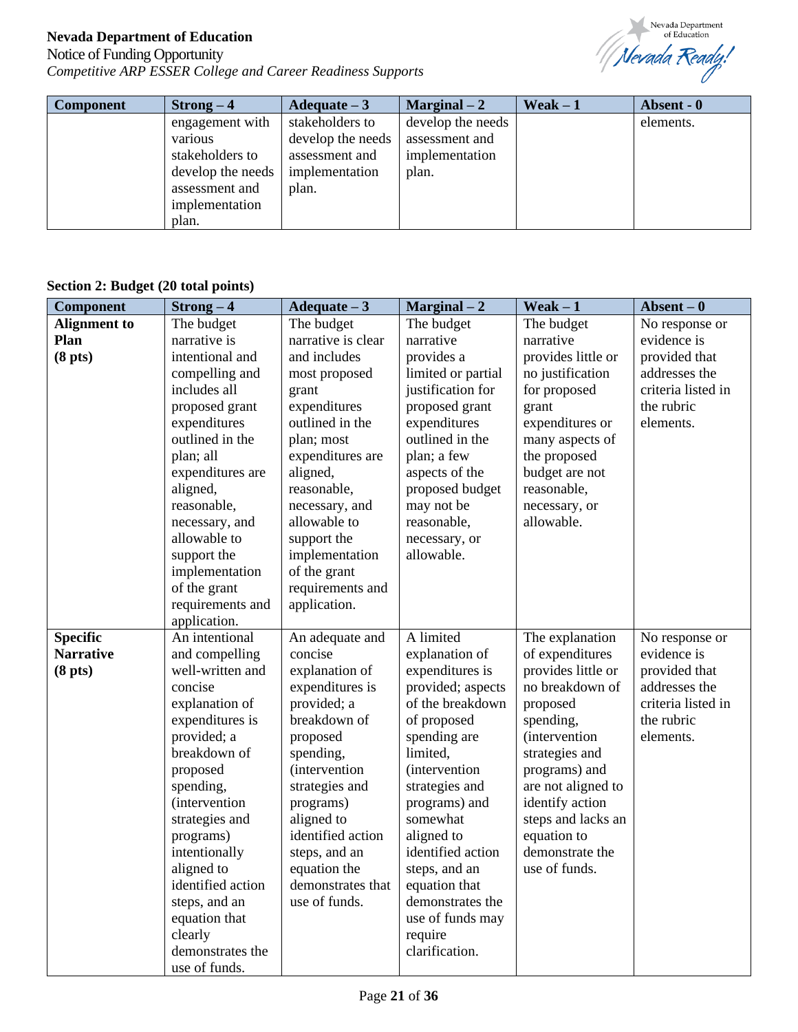| Component | Strong – 4 | Adequate – 3 | Marginal – 2 | Weak – 1 | Absent - 0 |
|---|---|---|---|---|---|
| | engagement with various stakeholders to develop the needs assessment and implementation plan. | stakeholders to develop the needs assessment and implementation plan. | develop the needs assessment and implementation plan. | | elements. |

**Section 2: Budget (20 total points)**

| Component | Strong – 4 | Adequate – 3 | Marginal – 2 | Weak – 1 | Absent – 0 |
|---|---|---|---|---|---|
| **Alignment to Plan (8 pts)** | The budget narrative is intentional and compelling and includes all proposed grant expenditures outlined in the plan; all expenditures are aligned, reasonable, necessary, and allowable to support the implementation of the grant requirements and application. | The budget narrative is clear and includes most proposed grant expenditures outlined in the plan; most expenditures are aligned, reasonable, necessary, and allowable to support the implementation of the grant requirements and application. | The budget narrative provides a limited or partial justification for proposed grant expenditures outlined in the plan; a few aspects of the proposed budget may not be reasonable, necessary, or allowable. | The budget narrative provides little or no justification for proposed grant expenditures or many aspects of the proposed budget are not reasonable, necessary, or allowable. | No response or evidence is provided that addresses the criteria listed in the rubric elements. |
| **Specific Narrative (8 pts)** | An intentional and compelling well-written and concise explanation of expenditures is provided; a breakdown of proposed spending, (intervention strategies and programs) intentionally aligned to identified action steps, and an equation that clearly demonstrates the use of funds. | An adequate and concise explanation of expenditures is provided; a breakdown of proposed spending, (intervention strategies and programs) aligned to identified action steps, and an equation the demonstrates that use of funds. | A limited explanation of expenditures is provided; aspects of the breakdown of proposed spending are limited, (intervention strategies and programs) and somewhat aligned to identified action steps, and an equation that demonstrates the use of funds may require clarification. | The explanation of expenditures provides little or no breakdown of proposed spending, (intervention strategies and programs) and are not aligned to identify action steps and lacks an equation to demonstrate the use of funds. | No response or evidence is provided that addresses the criteria listed in the rubric elements. |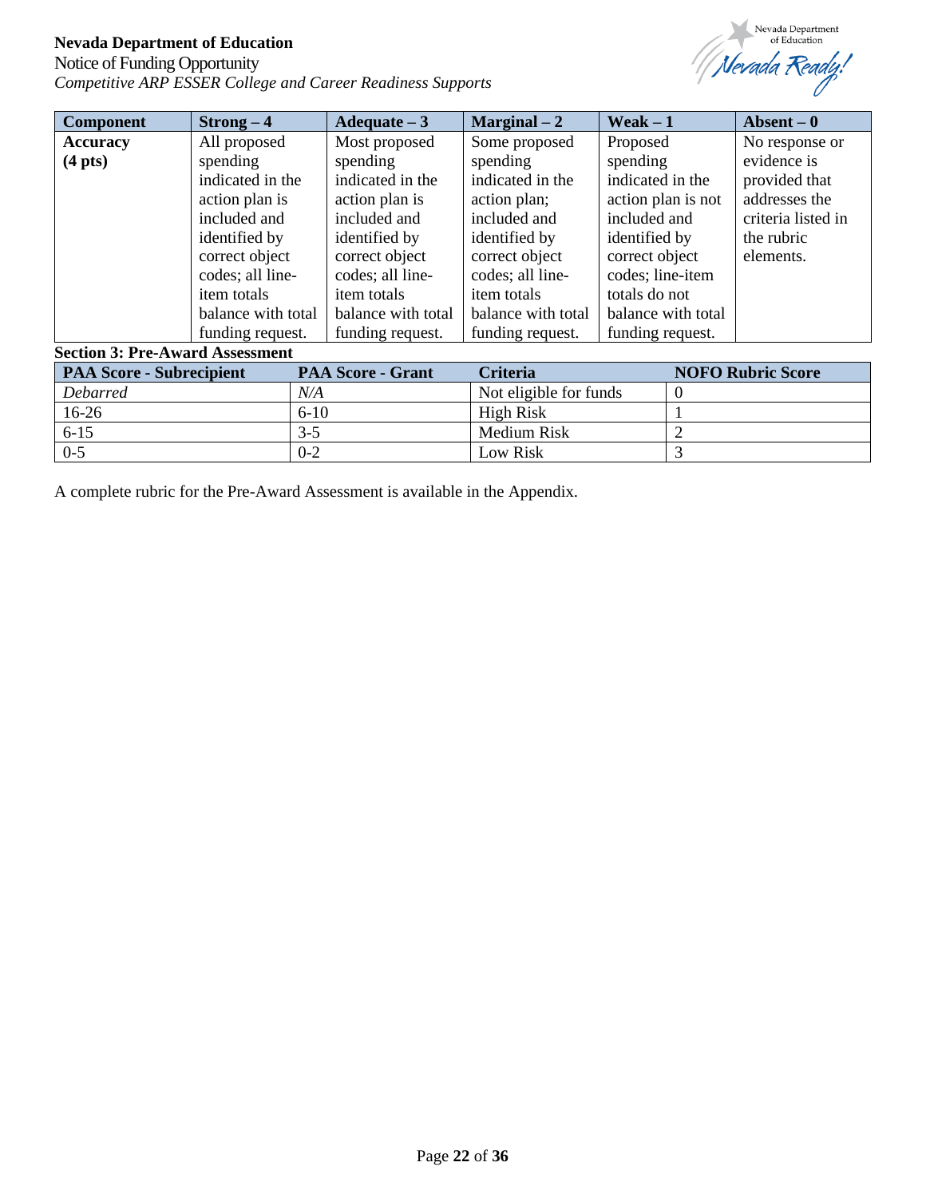| Component | Strong – 4 | Adequate – 3 | Marginal – 2 | Weak – 1 | Absent – 0 |
|---|---|---|---|---|---|
| **Accuracy (4 pts)** | All proposed spending indicated in the action plan is included and identified by correct object codes; all line-item totals balance with total funding request. | Most proposed spending indicated in the action plan is included and identified by correct object codes; all line-item totals balance with total funding request. | Some proposed spending indicated in the action plan; included and identified by correct object codes; all line-item totals balance with total funding request. | Proposed spending indicated in the action plan is not included and identified by correct object codes; line-item totals do not balance with total funding request. | No response or evidence is provided that addresses the criteria listed in the rubric elements. |

**Section 3: Pre-Award Assessment**

| PAA Score - Subrecipient | PAA Score - Grant | Criteria | NOFO Rubric Score |
|---|---|---|---|
| *Debarred* | *N/A* | Not eligible for funds | 0 |
| 16-26 | 6-10 | High Risk | 1 |
| 6-15 | 3-5 | Medium Risk | 2 |
| 0-5 | 0-2 | Low Risk | 3 |

A complete rubric for the Pre-Award Assessment is available in the Appendix.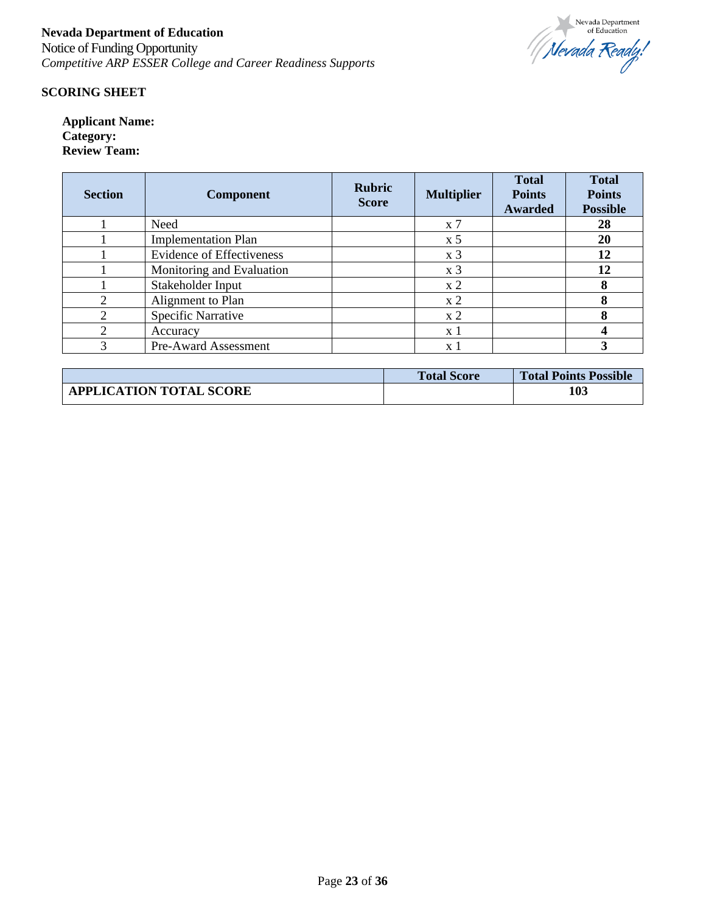## SCORING SHEET

**Applicant Name:**
**Category:**
**Review Team:**

| Section | Component | Rubric Score | Multiplier | Total Points Awarded | Total Points Possible |
|---|---|---|---|---|---|
| 1 | Need | | x 7 | | **28** |
| 1 | Implementation Plan | | x 5 | | **20** |
| 1 | Evidence of Effectiveness | | x 3 | | **12** |
| 1 | Monitoring and Evaluation | | x 3 | | **12** |
| 1 | Stakeholder Input | | x 2 | | **8** |
| 2 | Alignment to Plan | | x 2 | | **8** |
| 2 | Specific Narrative | | x 2 | | **8** |
| 2 | Accuracy | | x 1 | | **4** |
| 3 | Pre-Award Assessment | | x 1 | | **3** |

| | Total Score | Total Points Possible |
|---|---|---|
| **APPLICATION TOTAL SCORE** | | **103** |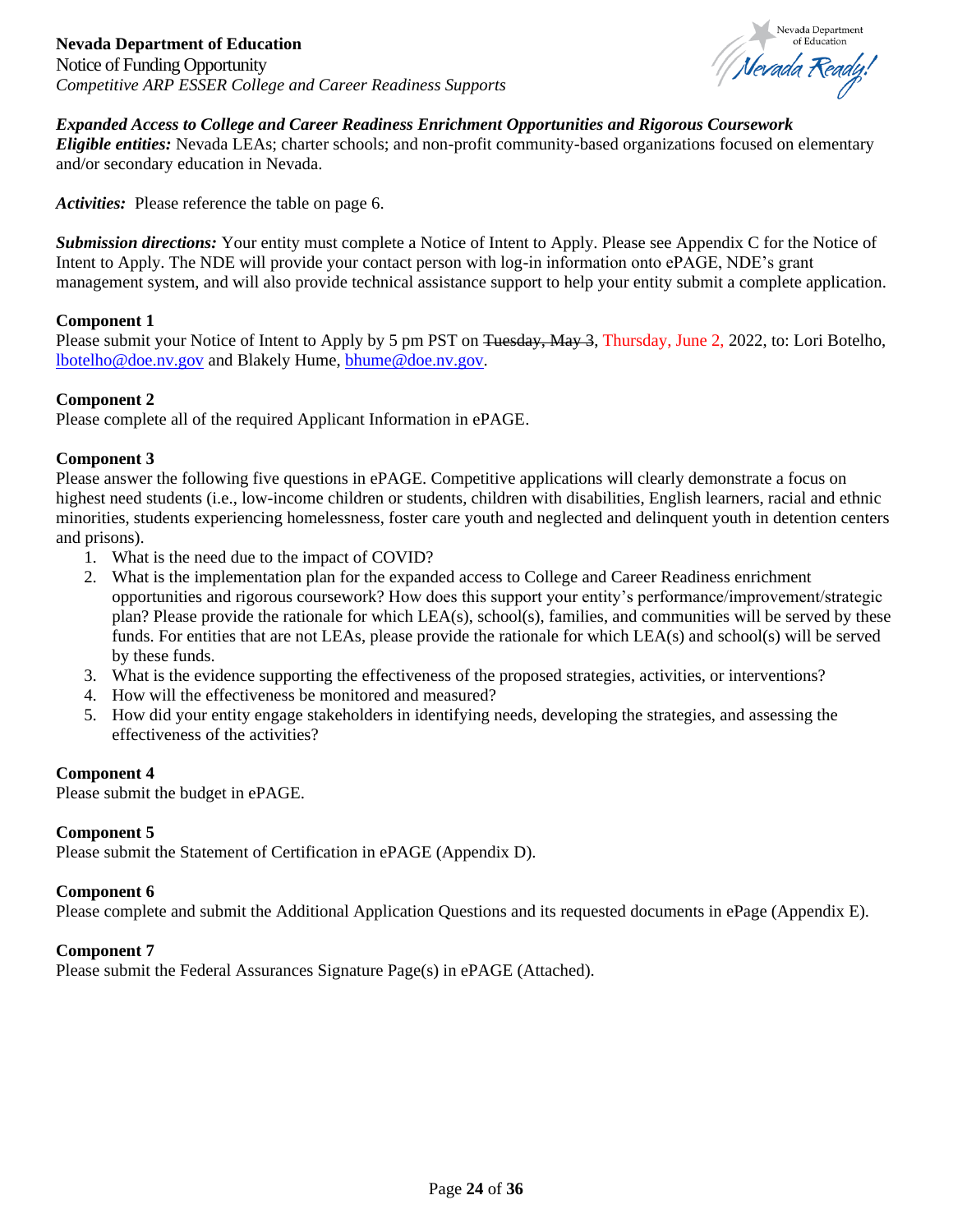***Expanded Access to College and Career Readiness Enrichment Opportunities and Rigorous Coursework***

***Eligible entities:*** Nevada LEAs; charter schools; and non-profit community-based organizations focused on elementary and/or secondary education in Nevada.

***Activities:*** Please reference the table on page 6.

***Submission directions:*** Your entity must complete a Notice of Intent to Apply. Please see Appendix C for the Notice of Intent to Apply. The NDE will provide your contact person with log-in information onto ePAGE, NDE's grant management system, and will also provide technical assistance support to help your entity submit a complete application.

**Component 1**

Please submit your Notice of Intent to Apply by 5 pm PST on ~~Tuesday, May 3~~, Thursday, June 2, 2022, to: Lori Botelho, lbotelho@doe.nv.gov and Blakely Hume, bhume@doe.nv.gov.

**Component 2**

Please complete all of the required Applicant Information in ePAGE.

**Component 3**

Please answer the following five questions in ePAGE. Competitive applications will clearly demonstrate a focus on highest need students (i.e., low-income children or students, children with disabilities, English learners, racial and ethnic minorities, students experiencing homelessness, foster care youth and neglected and delinquent youth in detention centers and prisons).

1. What is the need due to the impact of COVID?
2. What is the implementation plan for the expanded access to College and Career Readiness enrichment opportunities and rigorous coursework? How does this support your entity's performance/improvement/strategic plan? Please provide the rationale for which LEA(s), school(s), families, and communities will be served by these funds. For entities that are not LEAs, please provide the rationale for which LEA(s) and school(s) will be served by these funds.
3. What is the evidence supporting the effectiveness of the proposed strategies, activities, or interventions?
4. How will the effectiveness be monitored and measured?
5. How did your entity engage stakeholders in identifying needs, developing the strategies, and assessing the effectiveness of the activities?

**Component 4**

Please submit the budget in ePAGE.

**Component 5**

Please submit the Statement of Certification in ePAGE (Appendix D).

**Component 6**

Please complete and submit the Additional Application Questions and its requested documents in ePage (Appendix E).

**Component 7**

Please submit the Federal Assurances Signature Page(s) in ePAGE (Attached).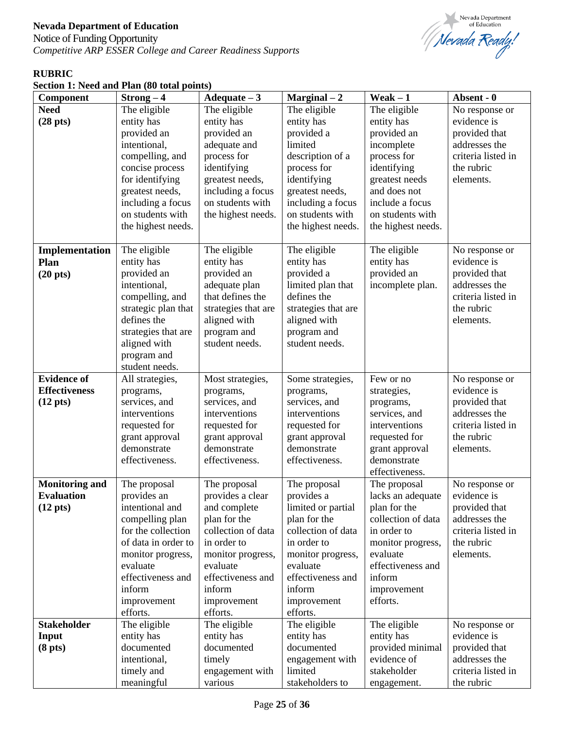**Nevada Department of Education**
Notice of Funding Opportunity
*Competitive ARP ESSER College and Career Readiness Supports*

**RUBRIC**

**Section 1: Need and Plan (80 total points)**

| Component | Strong – 4 | Adequate – 3 | Marginal – 2 | Weak – 1 | Absent - 0 |
|---|---|---|---|---|---|
| **Need (28 pts)** | The eligible entity has provided an intentional, compelling, and concise process for identifying greatest needs, including a focus on students with the highest needs. | The eligible entity has provided an adequate and process for identifying greatest needs, including a focus on students with the highest needs. | The eligible entity has provided a limited description of a process for identifying greatest needs, including a focus on students with the highest needs. | The eligible entity has provided an incomplete process for identifying greatest needs and does not include a focus on students with the highest needs. | No response or evidence is provided that addresses the criteria listed in the rubric elements. |
| **Implementation Plan (20 pts)** | The eligible entity has provided an intentional, compelling, and strategic plan that defines the strategies that are aligned with program and student needs. | The eligible entity has provided an adequate plan that defines the strategies that are aligned with program and student needs. | The eligible entity has provided a limited plan that defines the strategies that are aligned with program and student needs. | The eligible entity has provided an incomplete plan. | No response or evidence is provided that addresses the criteria listed in the rubric elements. |
| **Evidence of Effectiveness (12 pts)** | All strategies, programs, services, and interventions requested for grant approval demonstrate effectiveness. | Most strategies, programs, services, and interventions requested for grant approval demonstrate effectiveness. | Some strategies, programs, services, and interventions requested for grant approval demonstrate effectiveness. | Few or no strategies, programs, services, and interventions requested for grant approval demonstrate effectiveness. | No response or evidence is provided that addresses the criteria listed in the rubric elements. |
| **Monitoring and Evaluation (12 pts)** | The proposal provides an intentional and compelling plan for the collection of data in order to monitor progress, evaluate effectiveness and inform improvement efforts. | The proposal provides a clear and complete plan for the collection of data in order to monitor progress, evaluate effectiveness and inform improvement efforts. | The proposal provides a limited or partial plan for the collection of data in order to monitor progress, evaluate effectiveness and inform improvement efforts. | The proposal lacks an adequate plan for the collection of data in order to monitor progress, evaluate effectiveness and inform improvement efforts. | No response or evidence is provided that addresses the criteria listed in the rubric elements. |
| **Stakeholder Input (8 pts)** | The eligible entity has documented intentional, timely and meaningful | The eligible entity has documented timely engagement with various | The eligible entity has documented engagement with limited stakeholders to | The eligible entity has provided minimal evidence of stakeholder engagement. | No response or evidence is provided that addresses the criteria listed in the rubric |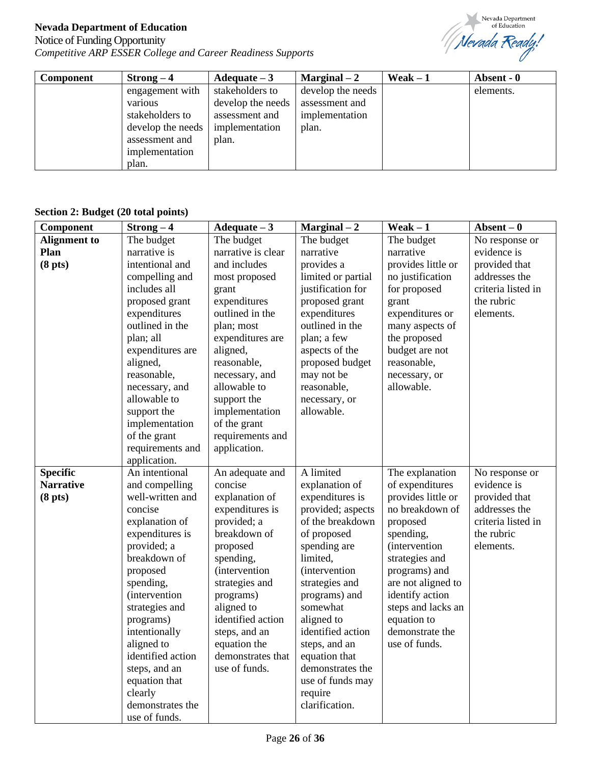| Component | Strong – 4 | Adequate – 3 | Marginal – 2 | Weak – 1 | Absent - 0 |
|---|---|---|---|---|---|
| | engagement with various stakeholders to develop the needs assessment and implementation plan. | stakeholders to develop the needs assessment and implementation plan. | develop the needs assessment and implementation plan. | | elements. |

**Section 2: Budget (20 total points)**

| Component | Strong – 4 | Adequate – 3 | Marginal – 2 | Weak – 1 | Absent – 0 |
|---|---|---|---|---|---|
| **Alignment to Plan (8 pts)** | The budget narrative is intentional and compelling and includes all proposed grant expenditures outlined in the plan; all expenditures are aligned, reasonable, necessary, and allowable to support the implementation of the grant requirements and application. | The budget narrative is clear and includes most proposed grant expenditures outlined in the plan; most expenditures are aligned, reasonable, necessary, and allowable to support the implementation of the grant requirements and application. | The budget narrative provides a limited or partial justification for proposed grant expenditures outlined in the plan; a few aspects of the proposed budget may not be reasonable, necessary, or allowable. | The budget narrative provides little or no justification for proposed grant expenditures or many aspects of the proposed budget are not reasonable, necessary, or allowable. | No response or evidence is provided that addresses the criteria listed in the rubric elements. |
| **Specific Narrative (8 pts)** | An intentional and compelling well-written and concise explanation of expenditures is provided; a breakdown of proposed spending, (intervention strategies and programs) intentionally aligned to identified action steps, and an equation that clearly demonstrates the use of funds. | An adequate and concise explanation of expenditures is provided; a breakdown of proposed spending, (intervention strategies and programs) aligned to identified action steps, and an equation the demonstrates that use of funds. | A limited explanation of expenditures is provided; aspects of the breakdown of proposed spending are limited, (intervention strategies and programs) and somewhat aligned to identified action steps, and an equation that demonstrates the use of funds may require clarification. | The explanation of expenditures provides little or no breakdown of proposed spending, (intervention strategies and programs) and are not aligned to identify action steps and lacks an equation to demonstrate the use of funds. | No response or evidence is provided that addresses the criteria listed in the rubric elements. |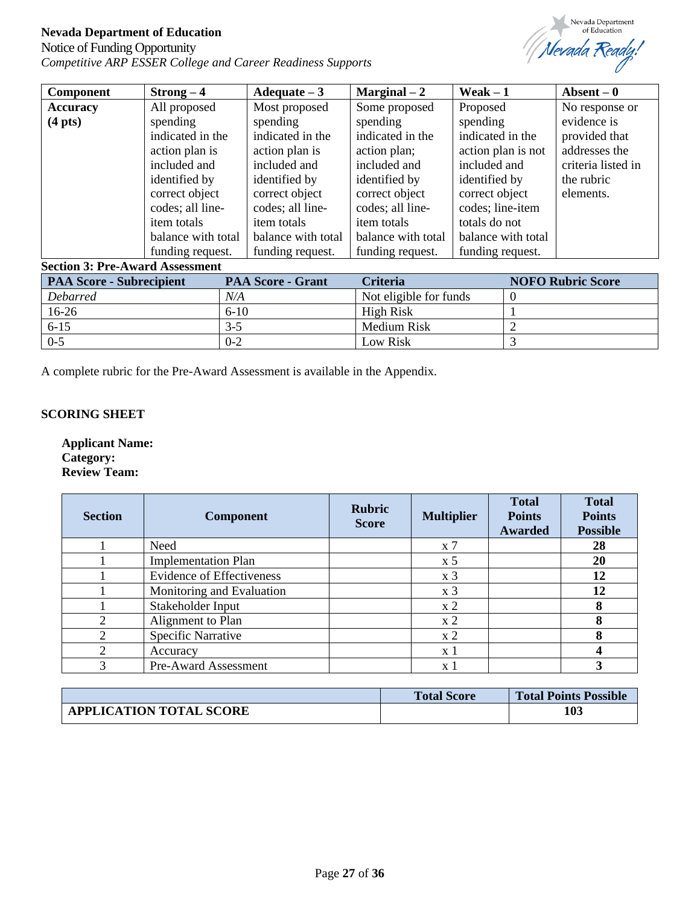| Component | Strong – 4 | Adequate – 3 | Marginal – 2 | Weak – 1 | Absent – 0 |
|---|---|---|---|---|---|
| **Accuracy (4 pts)** | All proposed spending indicated in the action plan is included and identified by correct object codes; all line-item totals balance with total funding request. | Most proposed spending indicated in the action plan is included and identified by correct object codes; all line-item totals balance with total funding request. | Some proposed spending indicated in the action plan; included and identified by correct object codes; all line-item totals balance with total funding request. | Proposed spending indicated in the action plan is not included and identified by correct object codes; line-item totals do not balance with total funding request. | No response or evidence is provided that addresses the criteria listed in the rubric elements. |

**Section 3: Pre-Award Assessment**

| PAA Score - Subrecipient | PAA Score - Grant | Criteria | NOFO Rubric Score |
|---|---|---|---|
| *Debarred* | *N/A* | Not eligible for funds | 0 |
| 16-26 | 6-10 | High Risk | 1 |
| 6-15 | 3-5 | Medium Risk | 2 |
| 0-5 | 0-2 | Low Risk | 3 |

A complete rubric for the Pre-Award Assessment is available in the Appendix.

## SCORING SHEET

**Applicant Name:**
**Category:**
**Review Team:**

| Section | Component | Rubric Score | Multiplier | Total Points Awarded | Total Points Possible |
|---|---|---|---|---|---|
| 1 | Need | | x 7 | | **28** |
| 1 | Implementation Plan | | x 5 | | **20** |
| 1 | Evidence of Effectiveness | | x 3 | | **12** |
| 1 | Monitoring and Evaluation | | x 3 | | **12** |
| 1 | Stakeholder Input | | x 2 | | **8** |
| 2 | Alignment to Plan | | x 2 | | **8** |
| 2 | Specific Narrative | | x 2 | | **8** |
| 2 | Accuracy | | x 1 | | **4** |
| 3 | Pre-Award Assessment | | x 1 | | **3** |

| | Total Score | Total Points Possible |
|---|---|---|
| **APPLICATION TOTAL SCORE** | | **103** |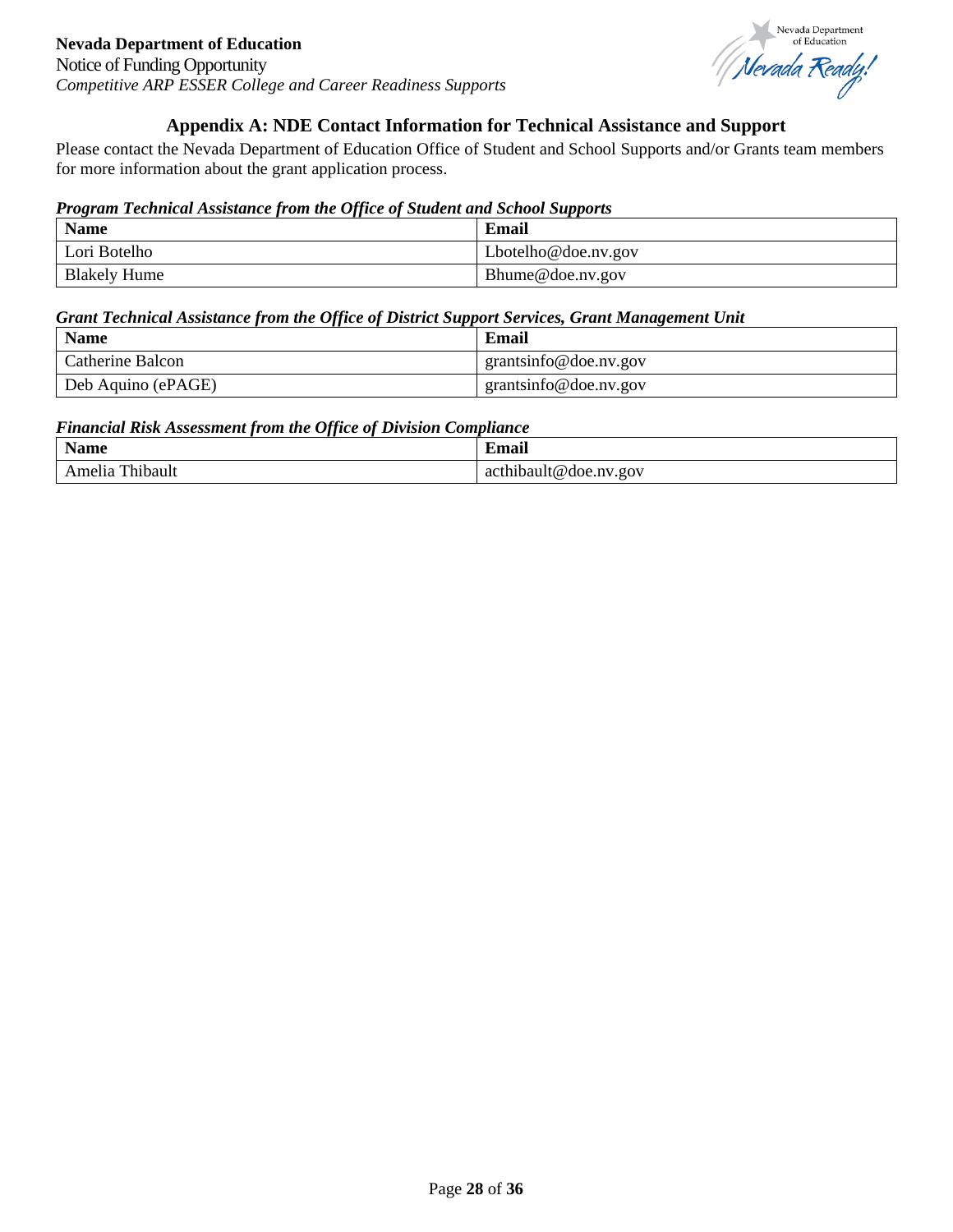## Appendix A: NDE Contact Information for Technical Assistance and Support

Please contact the Nevada Department of Education Office of Student and School Supports and/or Grants team members for more information about the grant application process.

***Program Technical Assistance from the Office of Student and School Supports***

| Name | Email |
|---|---|
| Lori Botelho | Lbotelho@doe.nv.gov |
| Blakely Hume | Bhume@doe.nv.gov |

***Grant Technical Assistance from the Office of District Support Services, Grant Management Unit***

| Name | Email |
|---|---|
| Catherine Balcon | grantsinfo@doe.nv.gov |
| Deb Aquino (ePAGE) | grantsinfo@doe.nv.gov |

***Financial Risk Assessment from the Office of Division Compliance***

| Name | Email |
|---|---|
| Amelia Thibault | acthibault@doe.nv.gov |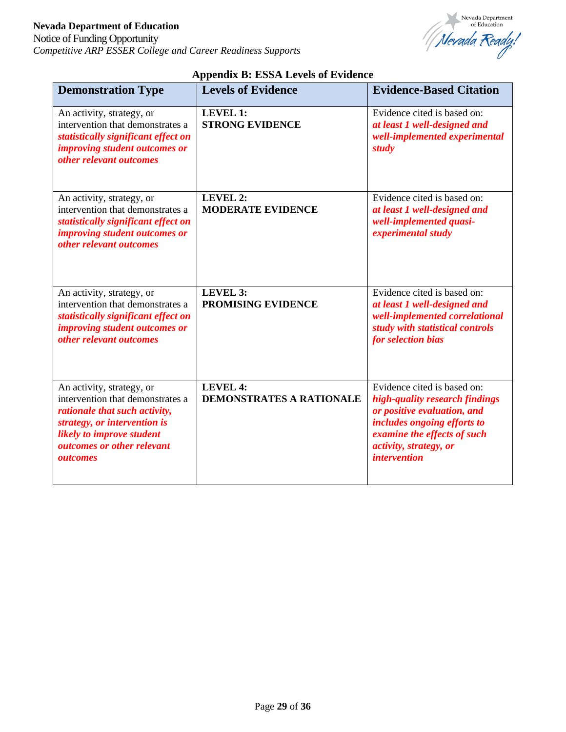## Appendix B: ESSA Levels of Evidence

| Demonstration Type | Levels of Evidence | Evidence-Based Citation |
|---|---|---|
| An activity, strategy, or intervention that demonstrates a ***statistically significant effect on improving student outcomes or other relevant outcomes*** | **LEVEL 1: STRONG EVIDENCE** | Evidence cited is based on: ***at least 1 well-designed and well-implemented experimental study*** |
| An activity, strategy, or intervention that demonstrates a ***statistically significant effect on improving student outcomes or other relevant outcomes*** | **LEVEL 2: MODERATE EVIDENCE** | Evidence cited is based on: ***at least 1 well-designed and well-implemented quasi-experimental study*** |
| An activity, strategy, or intervention that demonstrates a ***statistically significant effect on improving student outcomes or other relevant outcomes*** | **LEVEL 3: PROMISING EVIDENCE** | Evidence cited is based on: ***at least 1 well-designed and well-implemented correlational study with statistical controls for selection bias*** |
| An activity, strategy, or intervention that demonstrates a ***rationale that such activity, strategy, or intervention is likely to improve student outcomes or other relevant outcomes*** | **LEVEL 4: DEMONSTRATES A RATIONALE** | Evidence cited is based on: ***high-quality research findings or positive evaluation, and includes ongoing efforts to examine the effects of such activity, strategy, or intervention*** |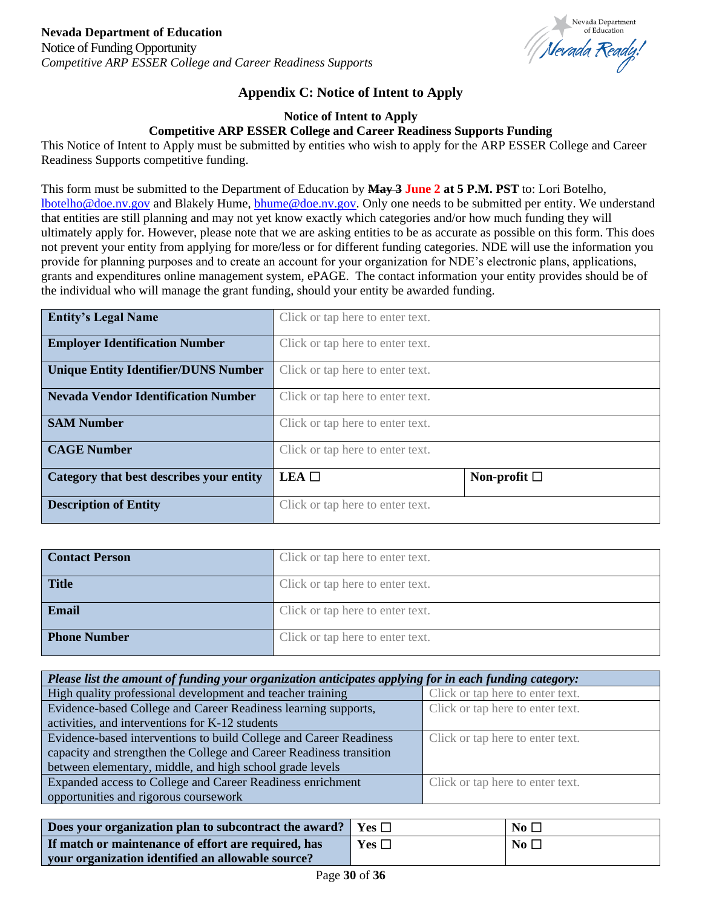## Appendix C: Notice of Intent to Apply

**Notice of Intent to Apply**
**Competitive ARP ESSER College and Career Readiness Supports Funding**

This Notice of Intent to Apply must be submitted by entities who wish to apply for the ARP ESSER College and Career Readiness Supports competitive funding.

This form must be submitted to the Department of Education by ~~May 3~~ **June 2 at 5 P.M. PST** to: Lori Botelho, lbotelho@doe.nv.gov and Blakely Hume, bhume@doe.nv.gov. Only one needs to be submitted per entity. We understand that entities are still planning and may not yet know exactly which categories and/or how much funding they will ultimately apply for. However, please note that we are asking entities to be as accurate as possible on this form. This does not prevent your entity from applying for more/less or for different funding categories. NDE will use the information you provide for planning purposes and to create an account for your organization for NDE's electronic plans, applications, grants and expenditures online management system, ePAGE. The contact information your entity provides should be of the individual who will manage the grant funding, should your entity be awarded funding.

| | | |
|---|---|---|
| **Entity's Legal Name** | Click or tap here to enter text. | |
| **Employer Identification Number** | Click or tap here to enter text. | |
| **Unique Entity Identifier/DUNS Number** | Click or tap here to enter text. | |
| **Nevada Vendor Identification Number** | Click or tap here to enter text. | |
| **SAM Number** | Click or tap here to enter text. | |
| **CAGE Number** | Click or tap here to enter text. | |
| **Category that best describes your entity** | **LEA** ☐ | **Non-profit** ☐ |
| **Description of Entity** | Click or tap here to enter text. | |

| | |
|---|---|
| **Contact Person** | Click or tap here to enter text. |
| **Title** | Click or tap here to enter text. |
| **Email** | Click or tap here to enter text. |
| **Phone Number** | Click or tap here to enter text. |

| ***Please list the amount of funding your organization anticipates applying for in each funding category:*** | |
|---|---|
| High quality professional development and teacher training | Click or tap here to enter text. |
| Evidence-based College and Career Readiness learning supports, activities, and interventions for K-12 students | Click or tap here to enter text. |
| Evidence-based interventions to build College and Career Readiness capacity and strengthen the College and Career Readiness transition between elementary, middle, and high school grade levels | Click or tap here to enter text. |
| Expanded access to College and Career Readiness enrichment opportunities and rigorous coursework | Click or tap here to enter text. |

| | | |
|---|---|---|
| **Does your organization plan to subcontract the award?** | **Yes** ☐ | **No** ☐ |
| **If match or maintenance of effort are required, has your organization identified an allowable source?** | **Yes** ☐ | **No** ☐ |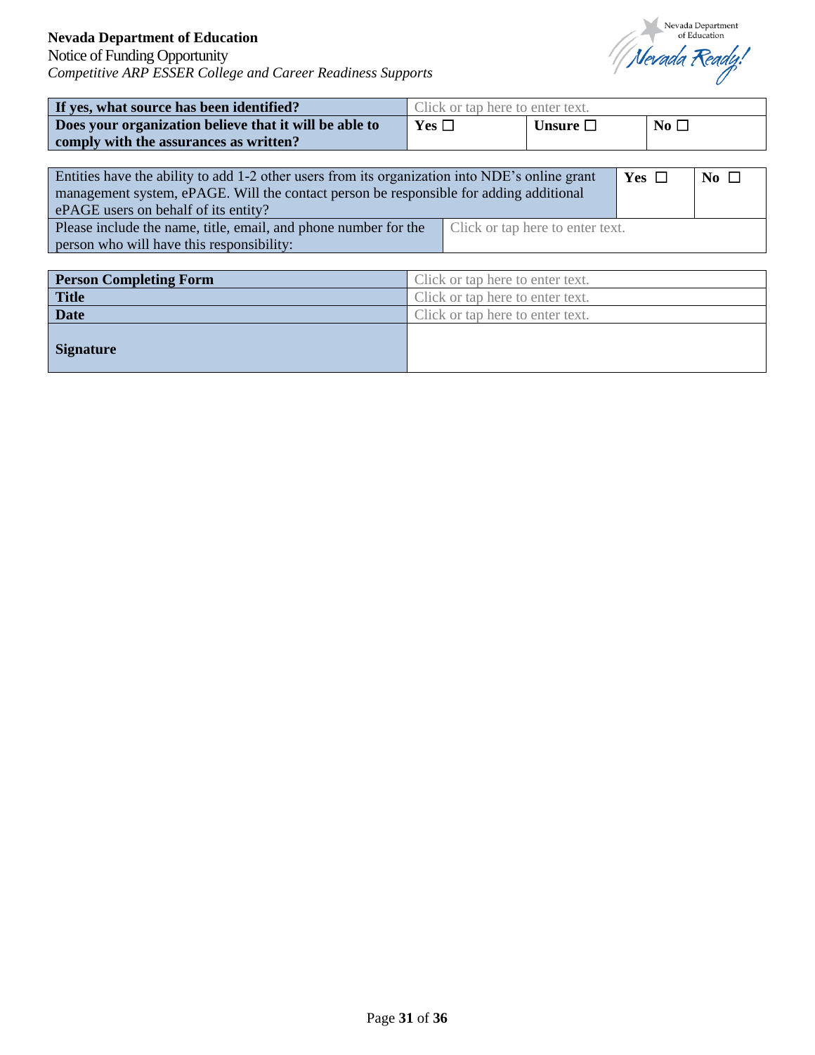| **If yes, what source has been identified?** | Click or tap here to enter text. | | |
|---|---|---|---|
| **Does your organization believe that it will be able to comply with the assurances as written?** | **Yes** ☐ | **Unsure** ☐ | **No** ☐ |

| Entities have the ability to add 1-2 other users from its organization into NDE's online grant management system, ePAGE. Will the contact person be responsible for adding additional ePAGE users on behalf of its entity? | | **Yes** ☐ | **No** ☐ |
|---|---|---|---|
| Please include the name, title, email, and phone number for the person who will have this responsibility: | Click or tap here to enter text. | | |

| **Person Completing Form** | Click or tap here to enter text. |
|---|---|
| **Title** | Click or tap here to enter text. |
| **Date** | Click or tap here to enter text. |
| **Signature** | |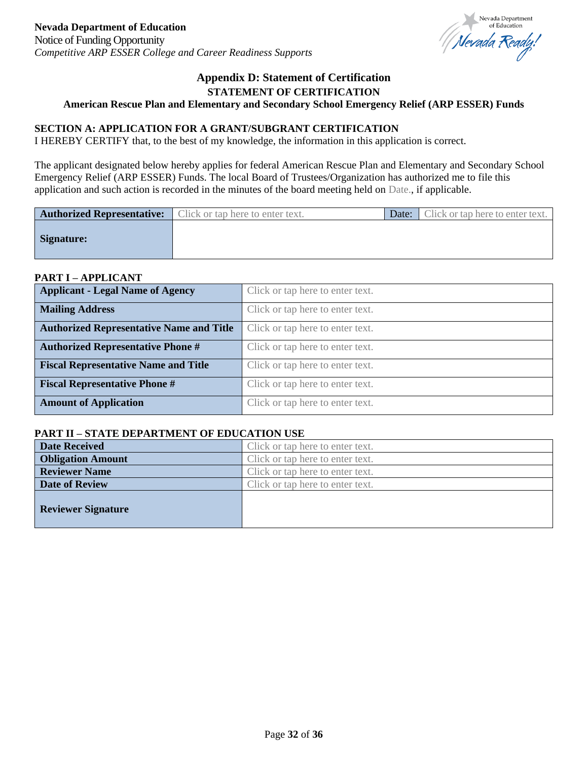# Appendix D: Statement of Certification

## STATEMENT OF CERTIFICATION

### American Rescue Plan and Elementary and Secondary School Emergency Relief (ARP ESSER) Funds

**SECTION A: APPLICATION FOR A GRANT/SUBGRANT CERTIFICATION**

I HEREBY CERTIFY that, to the best of my knowledge, the information in this application is correct.

The applicant designated below hereby applies for federal American Rescue Plan and Elementary and Secondary School Emergency Relief (ARP ESSER) Funds. The local Board of Trustees/Organization has authorized me to file this application and such action is recorded in the minutes of the board meeting held on Date., if applicable.

| **Authorized Representative:** | Click or tap here to enter text. | Date: | Click or tap here to enter text. |
|---|---|---|---|
| **Signature:** | | | |

**PART I – APPLICANT**

| **Applicant - Legal Name of Agency** | Click or tap here to enter text. |
|---|---|
| **Mailing Address** | Click or tap here to enter text. |
| **Authorized Representative Name and Title** | Click or tap here to enter text. |
| **Authorized Representative Phone #** | Click or tap here to enter text. |
| **Fiscal Representative Name and Title** | Click or tap here to enter text. |
| **Fiscal Representative Phone #** | Click or tap here to enter text. |
| **Amount of Application** | Click or tap here to enter text. |

**PART II – STATE DEPARTMENT OF EDUCATION USE**

| **Date Received** | Click or tap here to enter text. |
|---|---|
| **Obligation Amount** | Click or tap here to enter text. |
| **Reviewer Name** | Click or tap here to enter text. |
| **Date of Review** | Click or tap here to enter text. |
| **Reviewer Signature** | |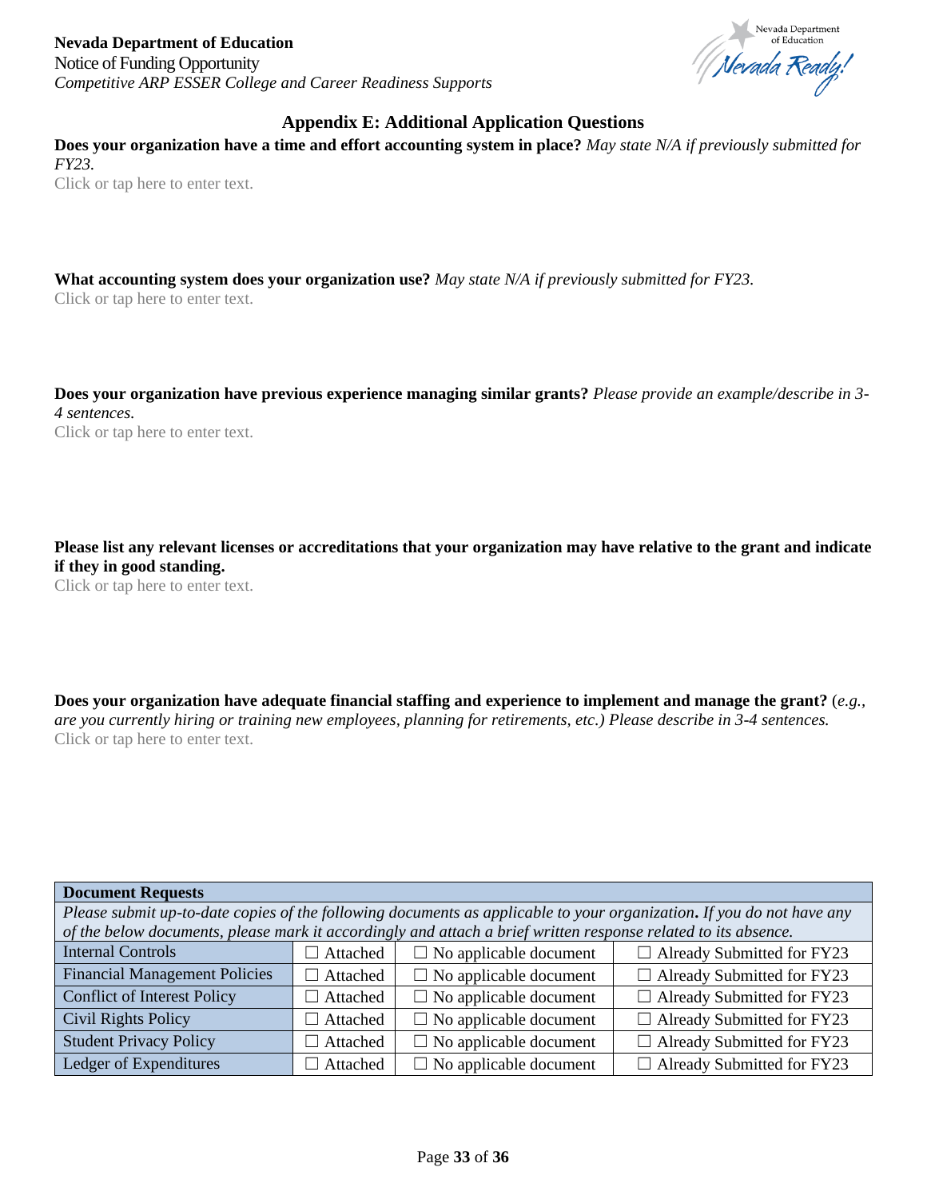## Appendix E: Additional Application Questions

**Does your organization have a time and effort accounting system in place?** *May state N/A if previously submitted for FY23.*

Click or tap here to enter text.

**What accounting system does your organization use?** *May state N/A if previously submitted for FY23.*

Click or tap here to enter text.

**Does your organization have previous experience managing similar grants?** *Please provide an example/describe in 3-4 sentences.*

Click or tap here to enter text.

**Please list any relevant licenses or accreditations that your organization may have relative to the grant and indicate if they in good standing.**

Click or tap here to enter text.

**Does your organization have adequate financial staffing and experience to implement and manage the grant?** (*e.g., are you currently hiring or training new employees, planning for retirements, etc.) Please describe in 3-4 sentences.*

Click or tap here to enter text.

| **Document Requests** | | | |
|---|---|---|---|
| *Please submit up-to-date copies of the following documents as applicable to your organization. If you do not have any of the below documents, please mark it accordingly and attach a brief written response related to its absence.* | | | |
| Internal Controls | ☐ Attached | ☐ No applicable document | ☐ Already Submitted for FY23 |
| Financial Management Policies | ☐ Attached | ☐ No applicable document | ☐ Already Submitted for FY23 |
| Conflict of Interest Policy | ☐ Attached | ☐ No applicable document | ☐ Already Submitted for FY23 |
| Civil Rights Policy | ☐ Attached | ☐ No applicable document | ☐ Already Submitted for FY23 |
| Student Privacy Policy | ☐ Attached | ☐ No applicable document | ☐ Already Submitted for FY23 |
| Ledger of Expenditures | ☐ Attached | ☐ No applicable document | ☐ Already Submitted for FY23 |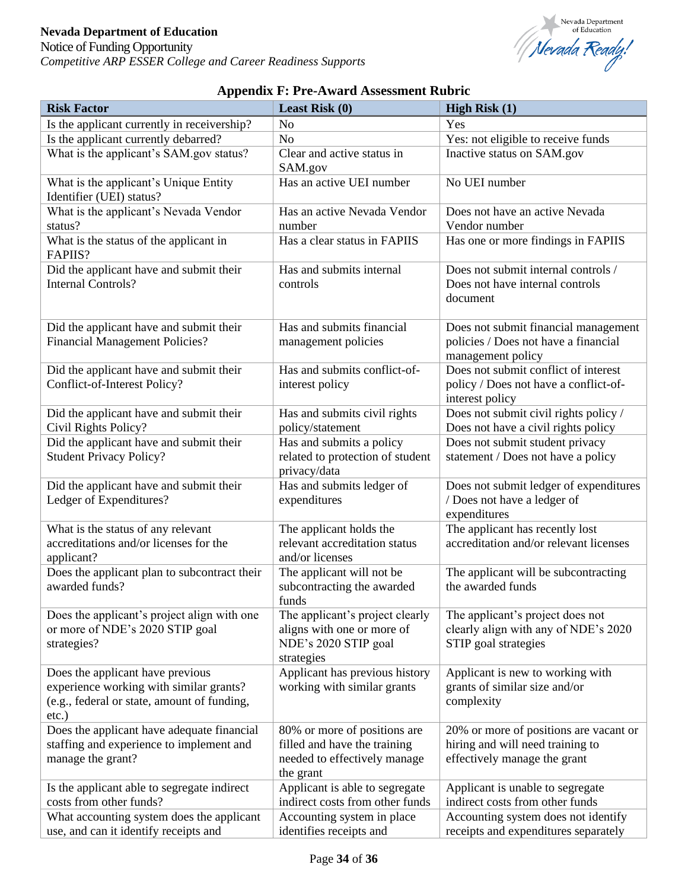## Appendix F: Pre-Award Assessment Rubric

| Risk Factor | Least Risk (0) | High Risk (1) |
|---|---|---|
| Is the applicant currently in receivership? | No | Yes |
| Is the applicant currently debarred? | No | Yes: not eligible to receive funds |
| What is the applicant's SAM.gov status? | Clear and active status in SAM.gov | Inactive status on SAM.gov |
| What is the applicant's Unique Entity Identifier (UEI) status? | Has an active UEI number | No UEI number |
| What is the applicant's Nevada Vendor status? | Has an active Nevada Vendor number | Does not have an active Nevada Vendor number |
| What is the status of the applicant in FAPIIS? | Has a clear status in FAPIIS | Has one or more findings in FAPIIS |
| Did the applicant have and submit their Internal Controls? | Has and submits internal controls | Does not submit internal controls / Does not have internal controls document |
| Did the applicant have and submit their Financial Management Policies? | Has and submits financial management policies | Does not submit financial management policies / Does not have a financial management policy |
| Did the applicant have and submit their Conflict-of-Interest Policy? | Has and submits conflict-of-interest policy | Does not submit conflict of interest policy / Does not have a conflict-of-interest policy |
| Did the applicant have and submit their Civil Rights Policy? | Has and submits civil rights policy/statement | Does not submit civil rights policy / Does not have a civil rights policy |
| Did the applicant have and submit their Student Privacy Policy? | Has and submits a policy related to protection of student privacy/data | Does not submit student privacy statement / Does not have a policy |
| Did the applicant have and submit their Ledger of Expenditures? | Has and submits ledger of expenditures | Does not submit ledger of expenditures / Does not have a ledger of expenditures |
| What is the status of any relevant accreditations and/or licenses for the applicant? | The applicant holds the relevant accreditation status and/or licenses | The applicant has recently lost accreditation and/or relevant licenses |
| Does the applicant plan to subcontract their awarded funds? | The applicant will not be subcontracting the awarded funds | The applicant will be subcontracting the awarded funds |
| Does the applicant's project align with one or more of NDE's 2020 STIP goal strategies? | The applicant's project clearly aligns with one or more of NDE's 2020 STIP goal strategies | The applicant's project does not clearly align with any of NDE's 2020 STIP goal strategies |
| Does the applicant have previous experience working with similar grants? (e.g., federal or state, amount of funding, etc.) | Applicant has previous history working with similar grants | Applicant is new to working with grants of similar size and/or complexity |
| Does the applicant have adequate financial staffing and experience to implement and manage the grant? | 80% or more of positions are filled and have the training needed to effectively manage the grant | 20% or more of positions are vacant or hiring and will need training to effectively manage the grant |
| Is the applicant able to segregate indirect costs from other funds? | Applicant is able to segregate indirect costs from other funds | Applicant is unable to segregate indirect costs from other funds |
| What accounting system does the applicant use, and can it identify receipts and | Accounting system in place identifies receipts and | Accounting system does not identify receipts and expenditures separately |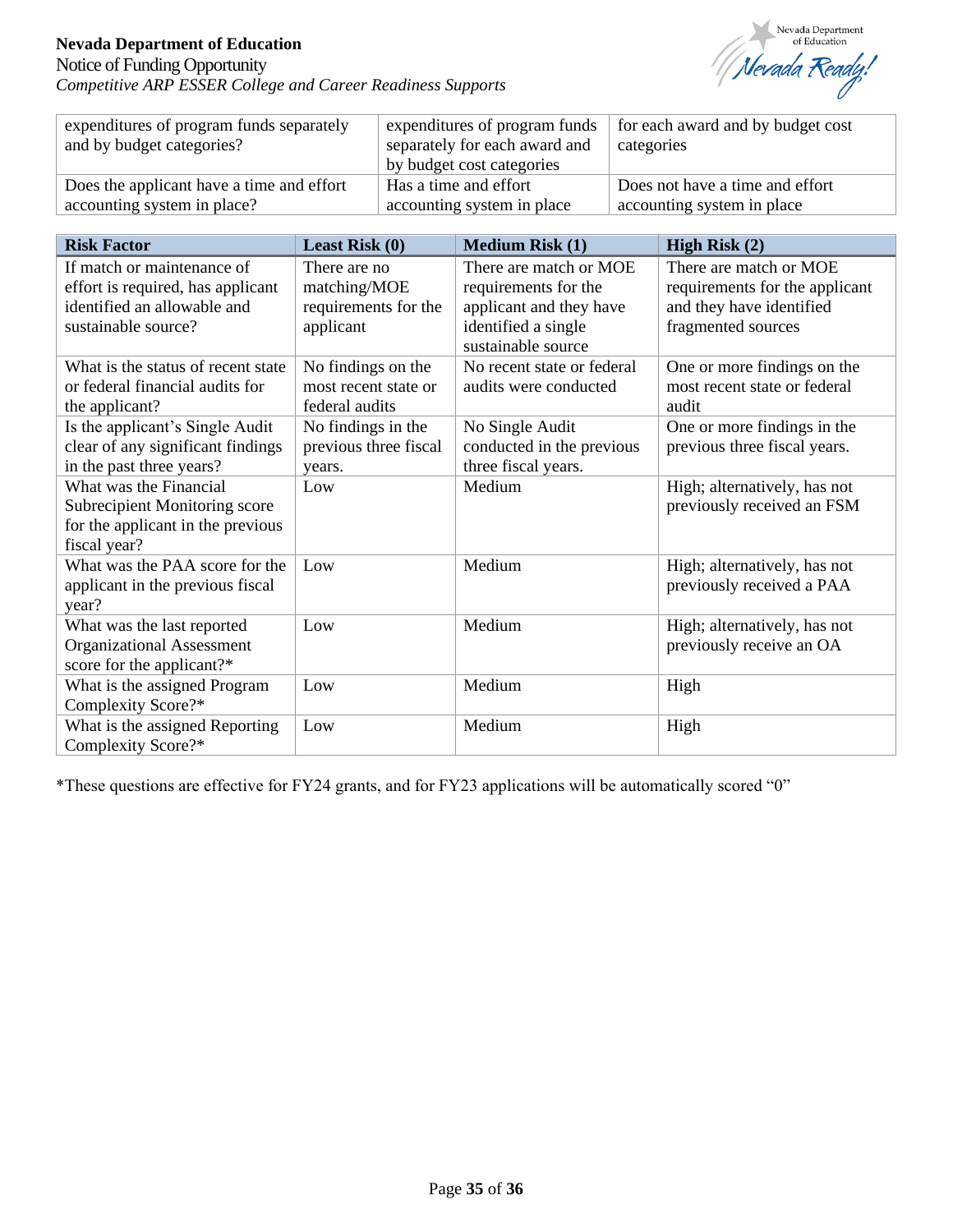| | | |
|---|---|---|
| expenditures of program funds separately and by budget categories? | expenditures of program funds separately for each award and by budget cost categories | for each award and by budget cost categories |
| Does the applicant have a time and effort accounting system in place? | Has a time and effort accounting system in place | Does not have a time and effort accounting system in place |

| Risk Factor | Least Risk (0) | Medium Risk (1) | High Risk (2) |
|---|---|---|---|
| If match or maintenance of effort is required, has applicant identified an allowable and sustainable source? | There are no matching/MOE requirements for the applicant | There are match or MOE requirements for the applicant and they have identified a single sustainable source | There are match or MOE requirements for the applicant and they have identified fragmented sources |
| What is the status of recent state or federal financial audits for the applicant? | No findings on the most recent state or federal audits | No recent state or federal audits were conducted | One or more findings on the most recent state or federal audit |
| Is the applicant's Single Audit clear of any significant findings in the past three years? | No findings in the previous three fiscal years. | No Single Audit conducted in the previous three fiscal years. | One or more findings in the previous three fiscal years. |
| What was the Financial Subrecipient Monitoring score for the applicant in the previous fiscal year? | Low | Medium | High; alternatively, has not previously received an FSM |
| What was the PAA score for the applicant in the previous fiscal year? | Low | Medium | High; alternatively, has not previously received a PAA |
| What was the last reported Organizational Assessment score for the applicant?* | Low | Medium | High; alternatively, has not previously receive an OA |
| What is the assigned Program Complexity Score?* | Low | Medium | High |
| What is the assigned Reporting Complexity Score?* | Low | Medium | High |

*These questions are effective for FY24 grants, and for FY23 applications will be automatically scored "0"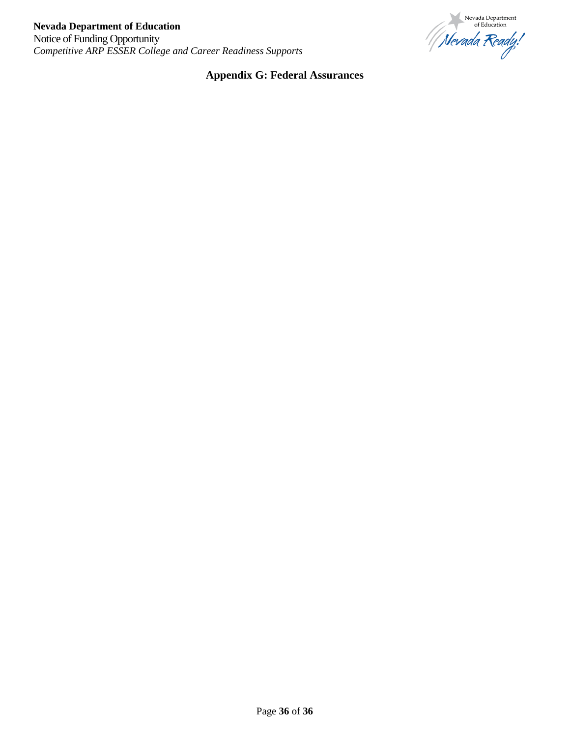## Appendix G: Federal Assurances